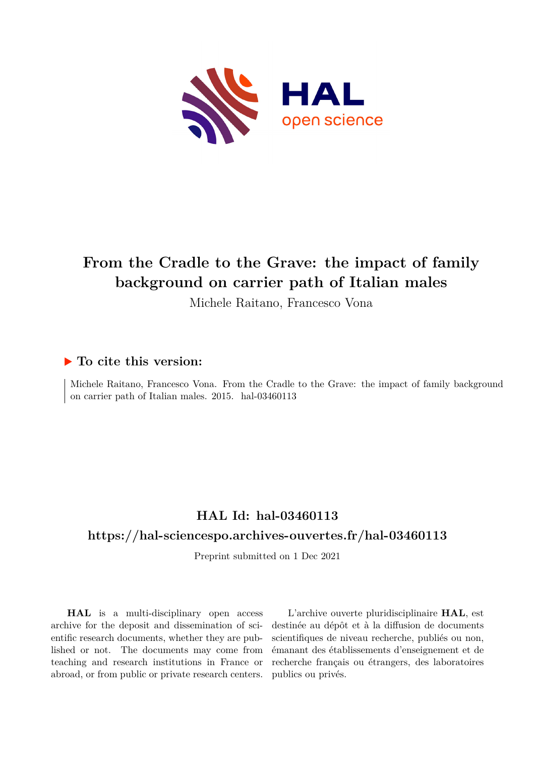# From the Cradle to the Grave: the impact of family background on carrier path of Italian males

Michele Raitano, Francesco Vona

## ▶ To cite this version:

Michele Raitano, Francesco Vona. From the Cradle to the Grave: the impact of family background on carrier path of Italian males. 2015. hal-03460113

## HAL Id: hal-03460113

## https://hal-sciencespo.archives-ouvertes.fr/hal-03460113

Preprint submitted on 1 Dec 2021

**HAL** is a multi-disciplinary open access archive for the deposit and dissemination of scientific research documents, whether they are published or not. The documents may come from teaching and research institutions in France or abroad, or from public or private research centers.

L'archive ouverte pluridisciplinaire **HAL**, est destinée au dépôt et à la diffusion de documents scientifiques de niveau recherche, publiés ou non, émanant des établissements d'enseignement et de recherche français ou étrangers, des laboratoires publics ou privés.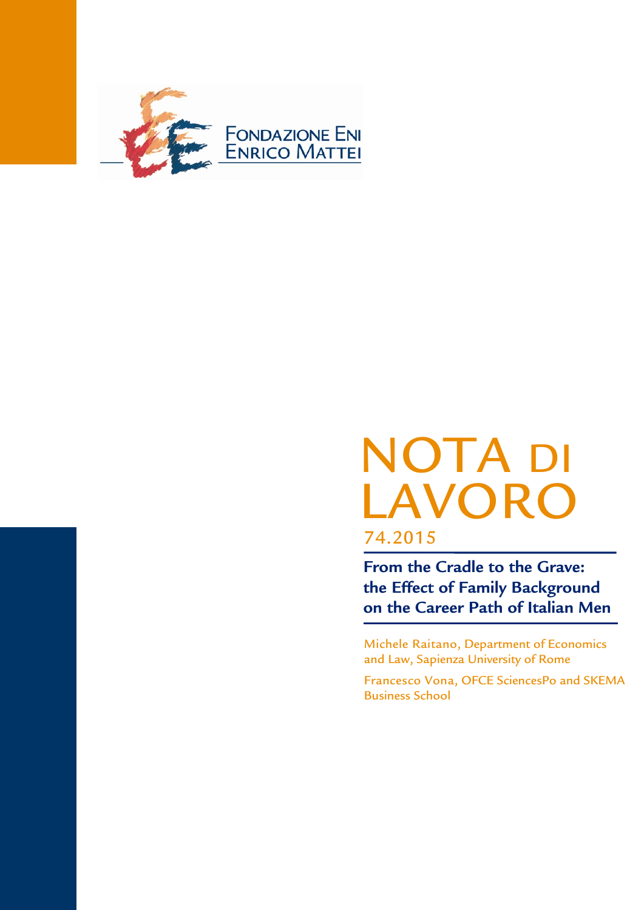FONDAZIONE ENI ENRICO MATTEI

# NOTA DI LAVORO

74.2015

**From the Cradle to the Grave: the Effect of Family Background on the Career Path of Italian Men**

Michele Raitano, Department of Economics and Law, Sapienza University of Rome

Francesco Vona, OFCE SciencesPo and SKEMA Business School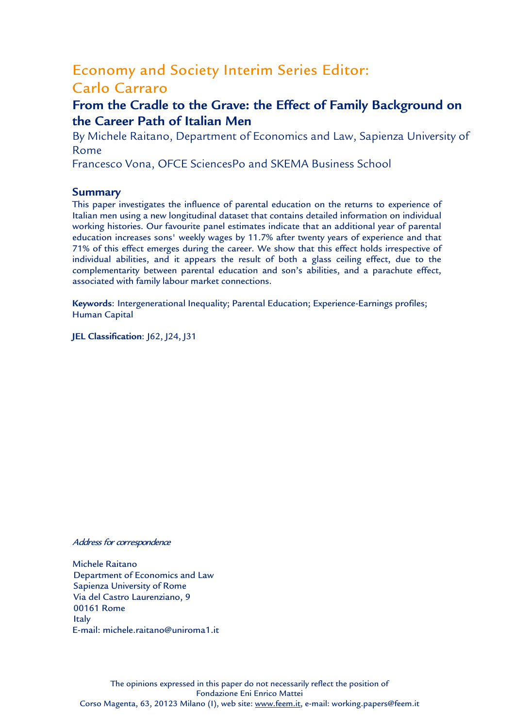## Economy and Society Interim Series Editor: Carlo Carraro

# From the Cradle to the Grave: the Effect of Family Background on the Career Path of Italian Men

By Michele Raitano, Department of Economics and Law, Sapienza University of Rome
Francesco Vona, OFCE SciencesPo and SKEMA Business School

### Summary

This paper investigates the influence of parental education on the returns to experience of Italian men using a new longitudinal dataset that contains detailed information on individual working histories. Our favourite panel estimates indicate that an additional year of parental education increases sons' weekly wages by 11.7% after twenty years of experience and that 71% of this effect emerges during the career. We show that this effect holds irrespective of individual abilities, and it appears the result of both a glass ceiling effect, due to the complementarity between parental education and son's abilities, and a parachute effect, associated with family labour market connections.

**Keywords**: Intergenerational Inequality; Parental Education; Experience-Earnings profiles; Human Capital

**JEL Classification**: J62, J24, J31

*Address for correspondence*

Michele Raitano
Department of Economics and Law
Sapienza University of Rome
Via del Castro Laurenziano, 9
00161 Rome
Italy
E-mail: michele.raitano@uniroma1.it

The opinions expressed in this paper do not necessarily reflect the position of
Fondazione Eni Enrico Mattei
Corso Magenta, 63, 20123 Milano (I), web site: www.feem.it, e-mail: working.papers@feem.it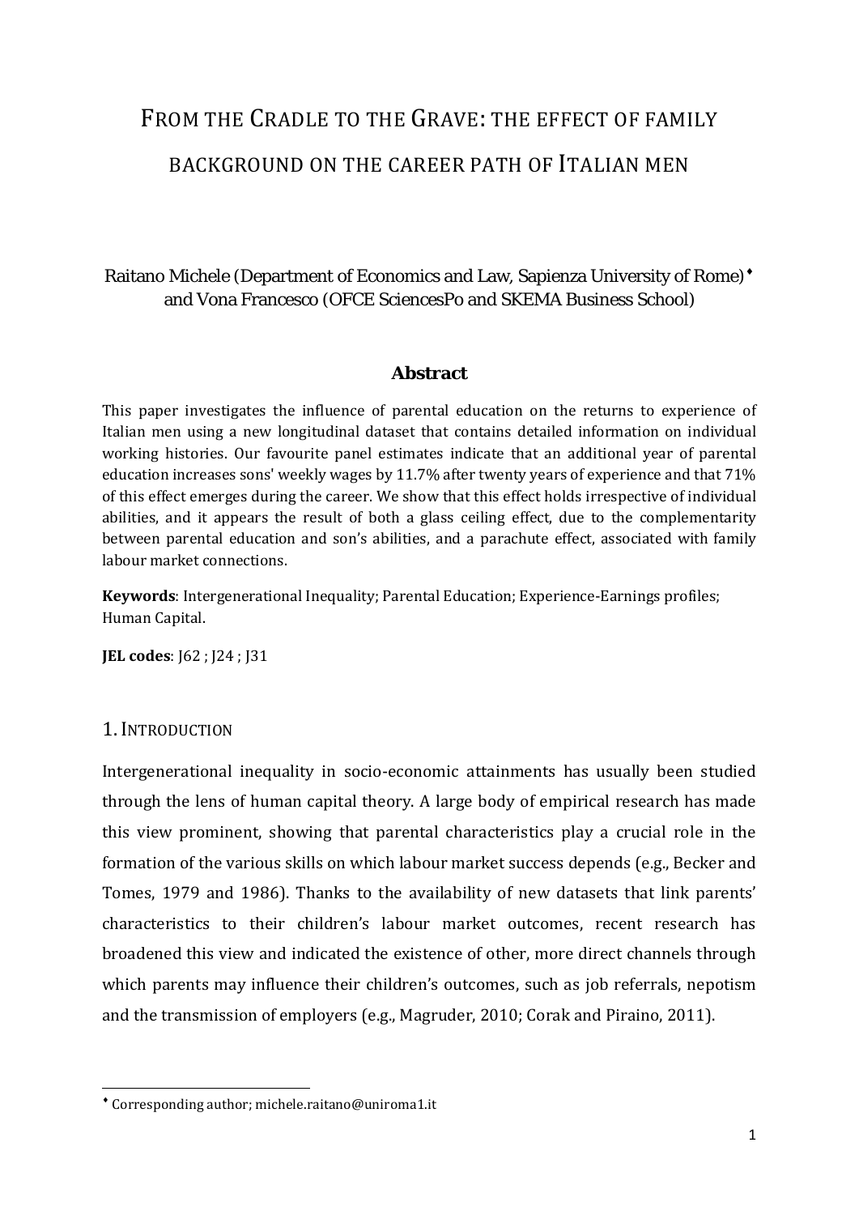# From the Cradle to the Grave: the effect of family background on the career path of Italian men

Raitano Michele (Department of Economics and Law, Sapienza University of Rome)[♦] and Vona Francesco (OFCE SciencesPo and SKEMA Business School)

### Abstract

This paper investigates the influence of parental education on the returns to experience of Italian men using a new longitudinal dataset that contains detailed information on individual working histories. Our favourite panel estimates indicate that an additional year of parental education increases sons' weekly wages by 11.7% after twenty years of experience and that 71% of this effect emerges during the career. We show that this effect holds irrespective of individual abilities, and it appears the result of both a glass ceiling effect, due to the complementarity between parental education and son's abilities, and a parachute effect, associated with family labour market connections.

**Keywords**: Intergenerational Inequality; Parental Education; Experience-Earnings profiles; Human Capital.

**JEL codes**: J62 ; J24 ; J31

## 1. Introduction

Intergenerational inequality in socio-economic attainments has usually been studied through the lens of human capital theory. A large body of empirical research has made this view prominent, showing that parental characteristics play a crucial role in the formation of the various skills on which labour market success depends (e.g., Becker and Tomes, 1979 and 1986). Thanks to the availability of new datasets that link parents' characteristics to their children's labour market outcomes, recent research has broadened this view and indicated the existence of other, more direct channels through which parents may influence their children's outcomes, such as job referrals, nepotism and the transmission of employers (e.g., Magruder, 2010; Corak and Piraino, 2011).

---

[♦] Corresponding author; michele.raitano@uniroma1.it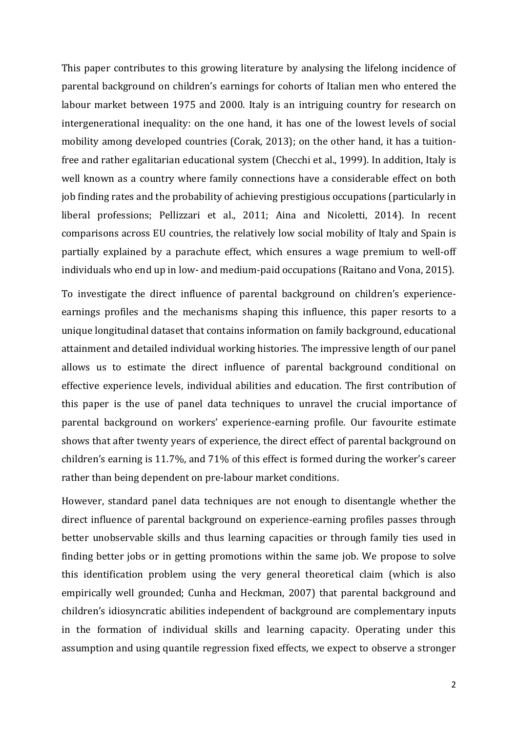This paper contributes to this growing literature by analysing the lifelong incidence of parental background on children's earnings for cohorts of Italian men who entered the labour market between 1975 and 2000. Italy is an intriguing country for research on intergenerational inequality: on the one hand, it has one of the lowest levels of social mobility among developed countries (Corak, 2013); on the other hand, it has a tuition-free and rather egalitarian educational system (Checchi et al., 1999). In addition, Italy is well known as a country where family connections have a considerable effect on both job finding rates and the probability of achieving prestigious occupations (particularly in liberal professions; Pellizzari et al., 2011; Aina and Nicoletti, 2014). In recent comparisons across EU countries, the relatively low social mobility of Italy and Spain is partially explained by a parachute effect, which ensures a wage premium to well-off individuals who end up in low- and medium-paid occupations (Raitano and Vona, 2015).

To investigate the direct influence of parental background on children's experience-earnings profiles and the mechanisms shaping this influence, this paper resorts to a unique longitudinal dataset that contains information on family background, educational attainment and detailed individual working histories. The impressive length of our panel allows us to estimate the direct influence of parental background conditional on effective experience levels, individual abilities and education. The first contribution of this paper is the use of panel data techniques to unravel the crucial importance of parental background on workers' experience-earning profile. Our favourite estimate shows that after twenty years of experience, the direct effect of parental background on children's earning is 11.7%, and 71% of this effect is formed during the worker's career rather than being dependent on pre-labour market conditions.

However, standard panel data techniques are not enough to disentangle whether the direct influence of parental background on experience-earning profiles passes through better unobservable skills and thus learning capacities or through family ties used in finding better jobs or in getting promotions within the same job. We propose to solve this identification problem using the very general theoretical claim (which is also empirically well grounded; Cunha and Heckman, 2007) that parental background and children's idiosyncratic abilities independent of background are complementary inputs in the formation of individual skills and learning capacity. Operating under this assumption and using quantile regression fixed effects, we expect to observe a stronger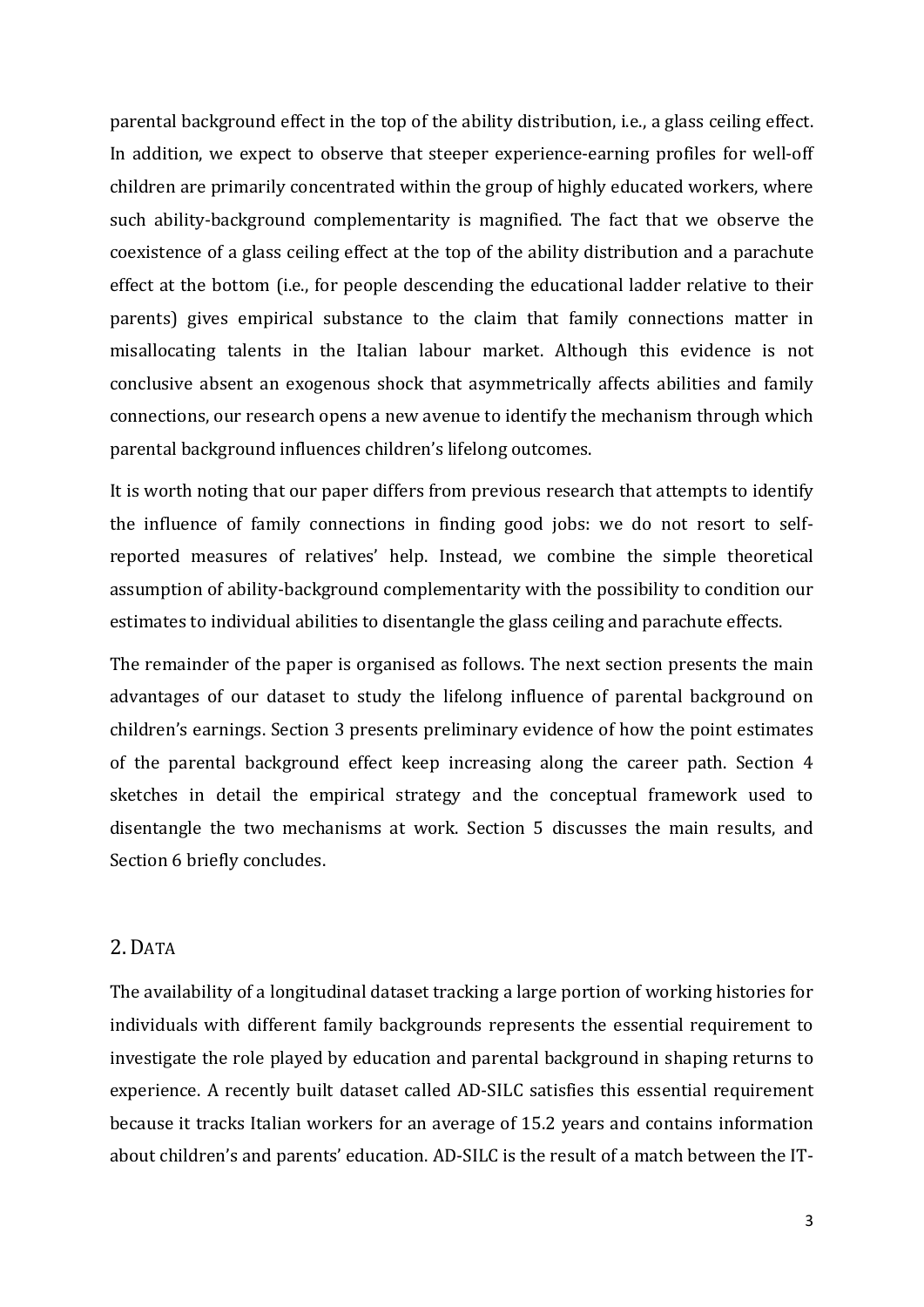parental background effect in the top of the ability distribution, i.e., a glass ceiling effect. In addition, we expect to observe that steeper experience-earning profiles for well-off children are primarily concentrated within the group of highly educated workers, where such ability-background complementarity is magnified. The fact that we observe the coexistence of a glass ceiling effect at the top of the ability distribution and a parachute effect at the bottom (i.e., for people descending the educational ladder relative to their parents) gives empirical substance to the claim that family connections matter in misallocating talents in the Italian labour market. Although this evidence is not conclusive absent an exogenous shock that asymmetrically affects abilities and family connections, our research opens a new avenue to identify the mechanism through which parental background influences children's lifelong outcomes.

It is worth noting that our paper differs from previous research that attempts to identify the influence of family connections in finding good jobs: we do not resort to self-reported measures of relatives' help. Instead, we combine the simple theoretical assumption of ability-background complementarity with the possibility to condition our estimates to individual abilities to disentangle the glass ceiling and parachute effects.

The remainder of the paper is organised as follows. The next section presents the main advantages of our dataset to study the lifelong influence of parental background on children's earnings. Section 3 presents preliminary evidence of how the point estimates of the parental background effect keep increasing along the career path. Section 4 sketches in detail the empirical strategy and the conceptual framework used to disentangle the two mechanisms at work. Section 5 discusses the main results, and Section 6 briefly concludes.

## 2. Data

The availability of a longitudinal dataset tracking a large portion of working histories for individuals with different family backgrounds represents the essential requirement to investigate the role played by education and parental background in shaping returns to experience. A recently built dataset called AD-SILC satisfies this essential requirement because it tracks Italian workers for an average of 15.2 years and contains information about children's and parents' education. AD-SILC is the result of a match between the IT-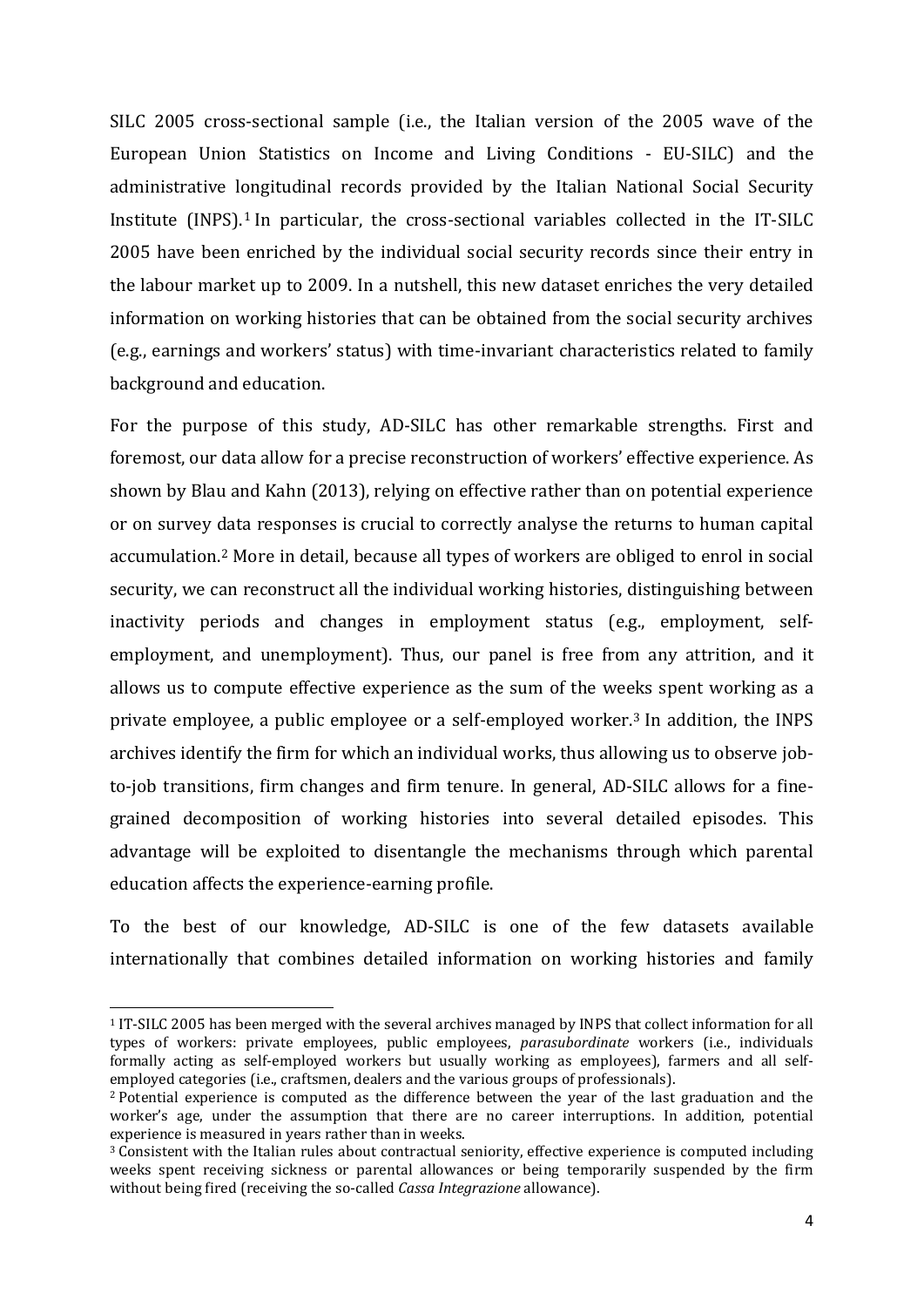SILC 2005 cross-sectional sample (i.e., the Italian version of the 2005 wave of the European Union Statistics on Income and Living Conditions - EU-SILC) and the administrative longitudinal records provided by the Italian National Social Security Institute (INPS).[1] In particular, the cross-sectional variables collected in the IT-SILC 2005 have been enriched by the individual social security records since their entry in the labour market up to 2009. In a nutshell, this new dataset enriches the very detailed information on working histories that can be obtained from the social security archives (e.g., earnings and workers' status) with time-invariant characteristics related to family background and education.

For the purpose of this study, AD-SILC has other remarkable strengths. First and foremost, our data allow for a precise reconstruction of workers' effective experience. As shown by Blau and Kahn (2013), relying on effective rather than on potential experience or on survey data responses is crucial to correctly analyse the returns to human capital accumulation.[2] More in detail, because all types of workers are obliged to enrol in social security, we can reconstruct all the individual working histories, distinguishing between inactivity periods and changes in employment status (e.g., employment, self-employment, and unemployment). Thus, our panel is free from any attrition, and it allows us to compute effective experience as the sum of the weeks spent working as a private employee, a public employee or a self-employed worker.[3] In addition, the INPS archives identify the firm for which an individual works, thus allowing us to observe job-to-job transitions, firm changes and firm tenure. In general, AD-SILC allows for a fine-grained decomposition of working histories into several detailed episodes. This advantage will be exploited to disentangle the mechanisms through which parental education affects the experience-earning profile.

To the best of our knowledge, AD-SILC is one of the few datasets available internationally that combines detailed information on working histories and family

---

[1] IT-SILC 2005 has been merged with the several archives managed by INPS that collect information for all types of workers: private employees, public employees, *parasubordinate* workers (i.e., individuals formally acting as self-employed workers but usually working as employees), farmers and all self-employed categories (i.e., craftsmen, dealers and the various groups of professionals).

[2] Potential experience is computed as the difference between the year of the last graduation and the worker's age, under the assumption that there are no career interruptions. In addition, potential experience is measured in years rather than in weeks.

[3] Consistent with the Italian rules about contractual seniority, effective experience is computed including weeks spent receiving sickness or parental allowances or being temporarily suspended by the firm without being fired (receiving the so-called *Cassa Integrazione* allowance).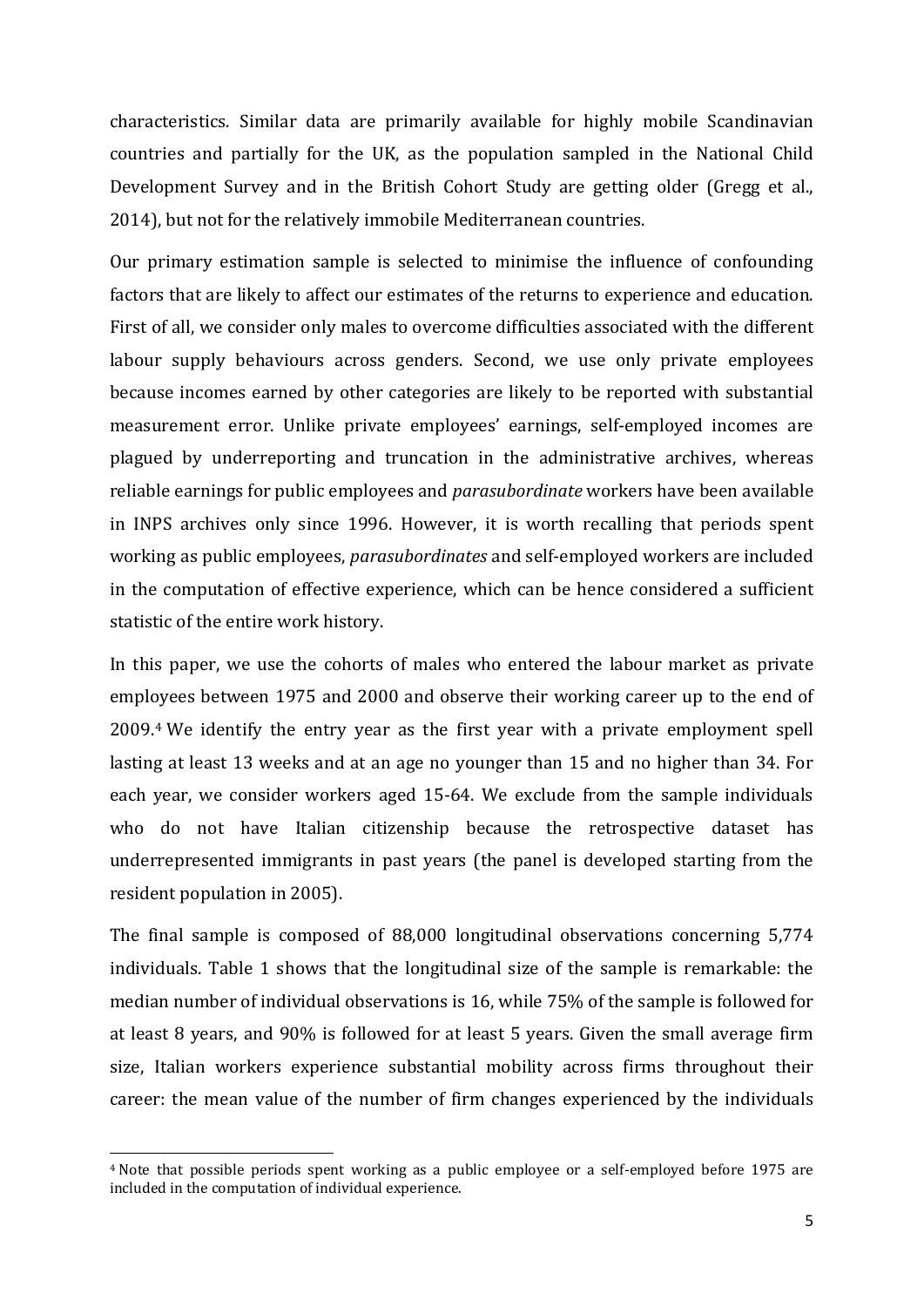characteristics. Similar data are primarily available for highly mobile Scandinavian countries and partially for the UK, as the population sampled in the National Child Development Survey and in the British Cohort Study are getting older (Gregg et al., 2014), but not for the relatively immobile Mediterranean countries.

Our primary estimation sample is selected to minimise the influence of confounding factors that are likely to affect our estimates of the returns to experience and education. First of all, we consider only males to overcome difficulties associated with the different labour supply behaviours across genders. Second, we use only private employees because incomes earned by other categories are likely to be reported with substantial measurement error. Unlike private employees' earnings, self-employed incomes are plagued by underreporting and truncation in the administrative archives, whereas reliable earnings for public employees and *parasubordinate* workers have been available in INPS archives only since 1996. However, it is worth recalling that periods spent working as public employees, *parasubordinates* and self-employed workers are included in the computation of effective experience, which can be hence considered a sufficient statistic of the entire work history.

In this paper, we use the cohorts of males who entered the labour market as private employees between 1975 and 2000 and observe their working career up to the end of 2009.[4] We identify the entry year as the first year with a private employment spell lasting at least 13 weeks and at an age no younger than 15 and no higher than 34. For each year, we consider workers aged 15-64. We exclude from the sample individuals who do not have Italian citizenship because the retrospective dataset has underrepresented immigrants in past years (the panel is developed starting from the resident population in 2005).

The final sample is composed of 88,000 longitudinal observations concerning 5,774 individuals. Table 1 shows that the longitudinal size of the sample is remarkable: the median number of individual observations is 16, while 75% of the sample is followed for at least 8 years, and 90% is followed for at least 5 years. Given the small average firm size, Italian workers experience substantial mobility across firms throughout their career: the mean value of the number of firm changes experienced by the individuals

[4] Note that possible periods spent working as a public employee or a self-employed before 1975 are included in the computation of individual experience.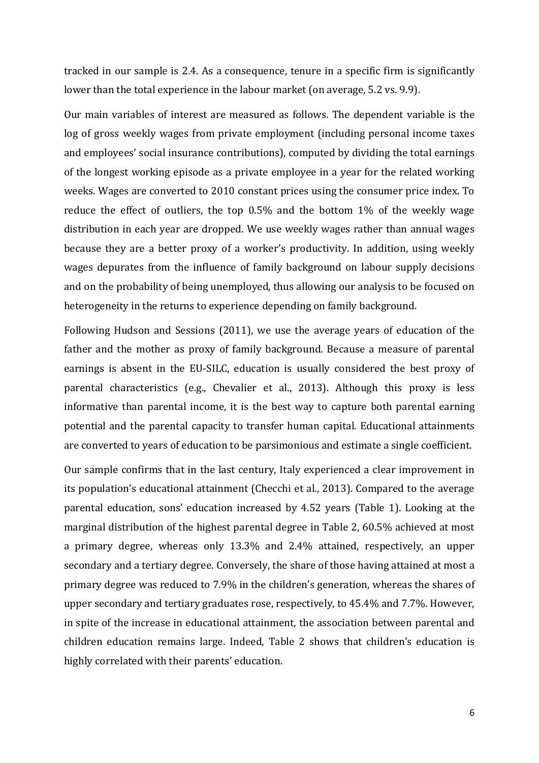tracked in our sample is 2.4. As a consequence, tenure in a specific firm is significantly lower than the total experience in the labour market (on average, 5.2 vs. 9.9).

Our main variables of interest are measured as follows. The dependent variable is the log of gross weekly wages from private employment (including personal income taxes and employees' social insurance contributions), computed by dividing the total earnings of the longest working episode as a private employee in a year for the related working weeks. Wages are converted to 2010 constant prices using the consumer price index. To reduce the effect of outliers, the top 0.5% and the bottom 1% of the weekly wage distribution in each year are dropped. We use weekly wages rather than annual wages because they are a better proxy of a worker's productivity. In addition, using weekly wages depurates from the influence of family background on labour supply decisions and on the probability of being unemployed, thus allowing our analysis to be focused on heterogeneity in the returns to experience depending on family background.

Following Hudson and Sessions (2011), we use the average years of education of the father and the mother as proxy of family background. Because a measure of parental earnings is absent in the EU-SILC, education is usually considered the best proxy of parental characteristics (e.g., Chevalier et al., 2013). Although this proxy is less informative than parental income, it is the best way to capture both parental earning potential and the parental capacity to transfer human capital. Educational attainments are converted to years of education to be parsimonious and estimate a single coefficient.

Our sample confirms that in the last century, Italy experienced a clear improvement in its population's educational attainment (Checchi et al., 2013). Compared to the average parental education, sons' education increased by 4.52 years (Table 1). Looking at the marginal distribution of the highest parental degree in Table 2, 60.5% achieved at most a primary degree, whereas only 13.3% and 2.4% attained, respectively, an upper secondary and a tertiary degree. Conversely, the share of those having attained at most a primary degree was reduced to 7.9% in the children's generation, whereas the shares of upper secondary and tertiary graduates rose, respectively, to 45.4% and 7.7%. However, in spite of the increase in educational attainment, the association between parental and children education remains large. Indeed, Table 2 shows that children's education is highly correlated with their parents' education.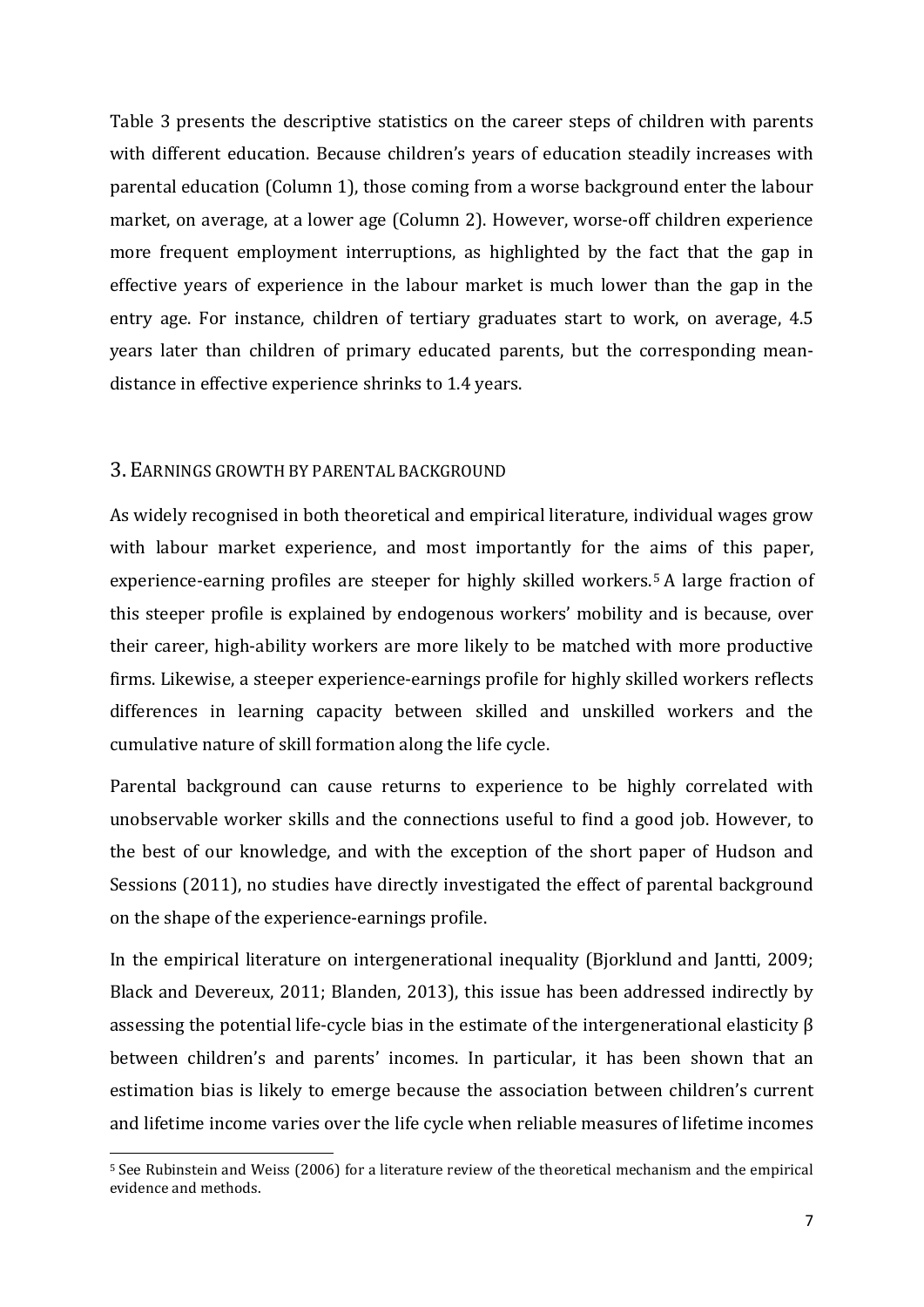Table 3 presents the descriptive statistics on the career steps of children with parents with different education. Because children's years of education steadily increases with parental education (Column 1), those coming from a worse background enter the labour market, on average, at a lower age (Column 2). However, worse-off children experience more frequent employment interruptions, as highlighted by the fact that the gap in effective years of experience in the labour market is much lower than the gap in the entry age. For instance, children of tertiary graduates start to work, on average, 4.5 years later than children of primary educated parents, but the corresponding mean-distance in effective experience shrinks to 1.4 years.

## 3. EARNINGS GROWTH BY PARENTAL BACKGROUND

As widely recognised in both theoretical and empirical literature, individual wages grow with labour market experience, and most importantly for the aims of this paper, experience-earning profiles are steeper for highly skilled workers.[5] A large fraction of this steeper profile is explained by endogenous workers' mobility and is because, over their career, high-ability workers are more likely to be matched with more productive firms. Likewise, a steeper experience-earnings profile for highly skilled workers reflects differences in learning capacity between skilled and unskilled workers and the cumulative nature of skill formation along the life cycle.

Parental background can cause returns to experience to be highly correlated with unobservable worker skills and the connections useful to find a good job. However, to the best of our knowledge, and with the exception of the short paper of Hudson and Sessions (2011), no studies have directly investigated the effect of parental background on the shape of the experience-earnings profile.

In the empirical literature on intergenerational inequality (Bjorklund and Jantti, 2009; Black and Devereux, 2011; Blanden, 2013), this issue has been addressed indirectly by assessing the potential life-cycle bias in the estimate of the intergenerational elasticity β between children's and parents' incomes. In particular, it has been shown that an estimation bias is likely to emerge because the association between children's current and lifetime income varies over the life cycle when reliable measures of lifetime incomes

[5] See Rubinstein and Weiss (2006) for a literature review of the theoretical mechanism and the empirical evidence and methods.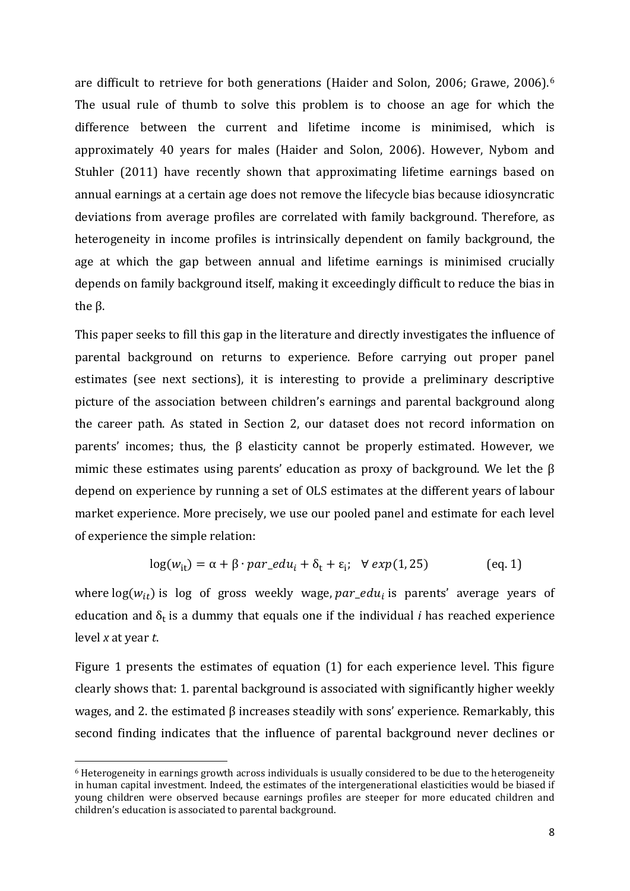are difficult to retrieve for both generations (Haider and Solon, 2006; Grawe, 2006).[6] The usual rule of thumb to solve this problem is to choose an age for which the difference between the current and lifetime income is minimised, which is approximately 40 years for males (Haider and Solon, 2006). However, Nybom and Stuhler (2011) have recently shown that approximating lifetime earnings based on annual earnings at a certain age does not remove the lifecycle bias because idiosyncratic deviations from average profiles are correlated with family background. Therefore, as heterogeneity in income profiles is intrinsically dependent on family background, the age at which the gap between annual and lifetime earnings is minimised crucially depends on family background itself, making it exceedingly difficult to reduce the bias in the β.

This paper seeks to fill this gap in the literature and directly investigates the influence of parental background on returns to experience. Before carrying out proper panel estimates (see next sections), it is interesting to provide a preliminary descriptive picture of the association between children's earnings and parental background along the career path. As stated in Section 2, our dataset does not record information on parents' incomes; thus, the β elasticity cannot be properly estimated. However, we mimic these estimates using parents' education as proxy of background. We let the β depend on experience by running a set of OLS estimates at the different years of labour market experience. More precisely, we use our pooled panel and estimate for each level of experience the simple relation:

$$\log(w_{it}) = \alpha + \beta \cdot par\_edu_i + \delta_t + \varepsilon_i; \quad \forall\, exp(1, 25) \qquad \text{(eq. 1)}$$

where $\log(w_{it})$ is log of gross weekly wage, $par\_edu_i$ is parents' average years of education and $\delta_t$ is a dummy that equals one if the individual *i* has reached experience level *x* at year *t*.

Figure 1 presents the estimates of equation (1) for each experience level. This figure clearly shows that: 1. parental background is associated with significantly higher weekly wages, and 2. the estimated β increases steadily with sons' experience. Remarkably, this second finding indicates that the influence of parental background never declines or

[6] Heterogeneity in earnings growth across individuals is usually considered to be due to the heterogeneity in human capital investment. Indeed, the estimates of the intergenerational elasticities would be biased if young children were observed because earnings profiles are steeper for more educated children and children's education is associated to parental background.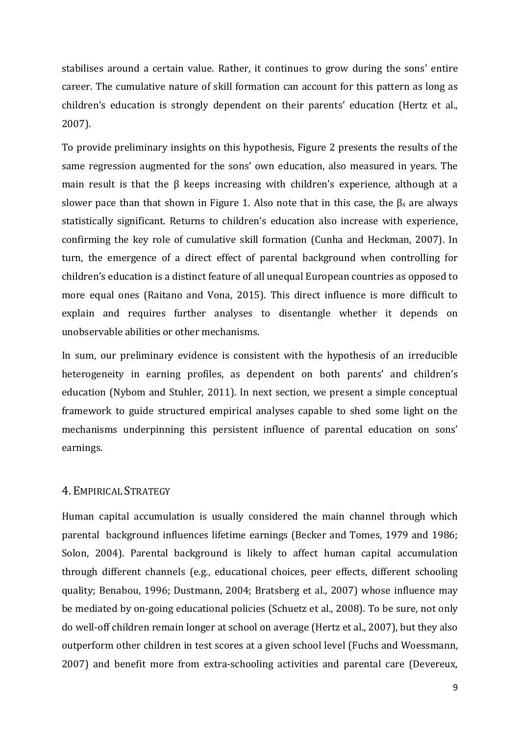stabilises around a certain value. Rather, it continues to grow during the sons' entire career. The cumulative nature of skill formation can account for this pattern as long as children's education is strongly dependent on their parents' education (Hertz et al., 2007).

To provide preliminary insights on this hypothesis, Figure 2 presents the results of the same regression augmented for the sons' own education, also measured in years. The main result is that the β keeps increasing with children's experience, although at a slower pace than that shown in Figure 1. Also note that in this case, the $\beta_s$ are always statistically significant. Returns to children's education also increase with experience, confirming the key role of cumulative skill formation (Cunha and Heckman, 2007). In turn, the emergence of a direct effect of parental background when controlling for children's education is a distinct feature of all unequal European countries as opposed to more equal ones (Raitano and Vona, 2015). This direct influence is more difficult to explain and requires further analyses to disentangle whether it depends on unobservable abilities or other mechanisms.

In sum, our preliminary evidence is consistent with the hypothesis of an irreducible heterogeneity in earning profiles, as dependent on both parents' and children's education (Nybom and Stuhler, 2011). In next section, we present a simple conceptual framework to guide structured empirical analyses capable to shed some light on the mechanisms underpinning this persistent influence of parental education on sons' earnings.

## 4. Empirical Strategy

Human capital accumulation is usually considered the main channel through which parental background influences lifetime earnings (Becker and Tomes, 1979 and 1986; Solon, 2004). Parental background is likely to affect human capital accumulation through different channels (e.g., educational choices, peer effects, different schooling quality; Benabou, 1996; Dustmann, 2004; Bratsberg et al., 2007) whose influence may be mediated by on-going educational policies (Schuetz et al., 2008). To be sure, not only do well-off children remain longer at school on average (Hertz et al., 2007), but they also outperform other children in test scores at a given school level (Fuchs and Woessmann, 2007) and benefit more from extra-schooling activities and parental care (Devereux,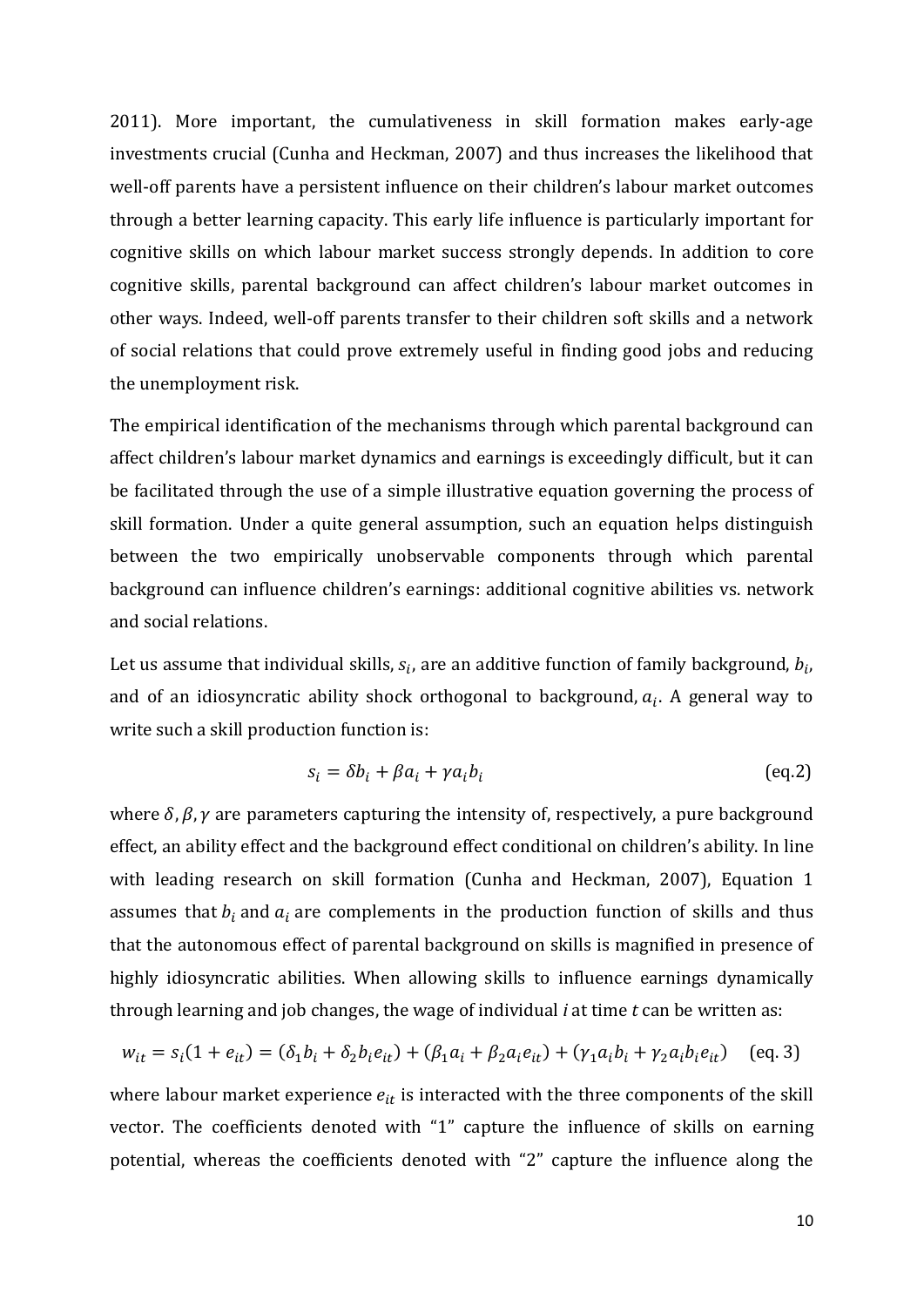2011). More important, the cumulativeness in skill formation makes early-age investments crucial (Cunha and Heckman, 2007) and thus increases the likelihood that well-off parents have a persistent influence on their children's labour market outcomes through a better learning capacity. This early life influence is particularly important for cognitive skills on which labour market success strongly depends. In addition to core cognitive skills, parental background can affect children's labour market outcomes in other ways. Indeed, well-off parents transfer to their children soft skills and a network of social relations that could prove extremely useful in finding good jobs and reducing the unemployment risk.

The empirical identification of the mechanisms through which parental background can affect children's labour market dynamics and earnings is exceedingly difficult, but it can be facilitated through the use of a simple illustrative equation governing the process of skill formation. Under a quite general assumption, such an equation helps distinguish between the two empirically unobservable components through which parental background can influence children's earnings: additional cognitive abilities vs. network and social relations.

Let us assume that individual skills, $s_i$, are an additive function of family background, $b_i$, and of an idiosyncratic ability shock orthogonal to background, $a_i$. A general way to write such a skill production function is:

$$s_i = \delta b_i + \beta a_i + \gamma a_i b_i \qquad \text{(eq.2)}$$

where $\delta, \beta, \gamma$ are parameters capturing the intensity of, respectively, a pure background effect, an ability effect and the background effect conditional on children's ability. In line with leading research on skill formation (Cunha and Heckman, 2007), Equation 1 assumes that $b_i$ and $a_i$ are complements in the production function of skills and thus that the autonomous effect of parental background on skills is magnified in presence of highly idiosyncratic abilities. When allowing skills to influence earnings dynamically through learning and job changes, the wage of individual *i* at time *t* can be written as:

$$w_{it} = s_i(1 + e_{it}) = (\delta_1 b_i + \delta_2 b_i e_{it}) + (\beta_1 a_i + \beta_2 a_i e_{it}) + (\gamma_1 a_i b_i + \gamma_2 a_i b_i e_{it}) \qquad \text{(eq. 3)}$$

where labour market experience $e_{it}$ is interacted with the three components of the skill vector. The coefficients denoted with "1" capture the influence of skills on earning potential, whereas the coefficients denoted with "2" capture the influence along the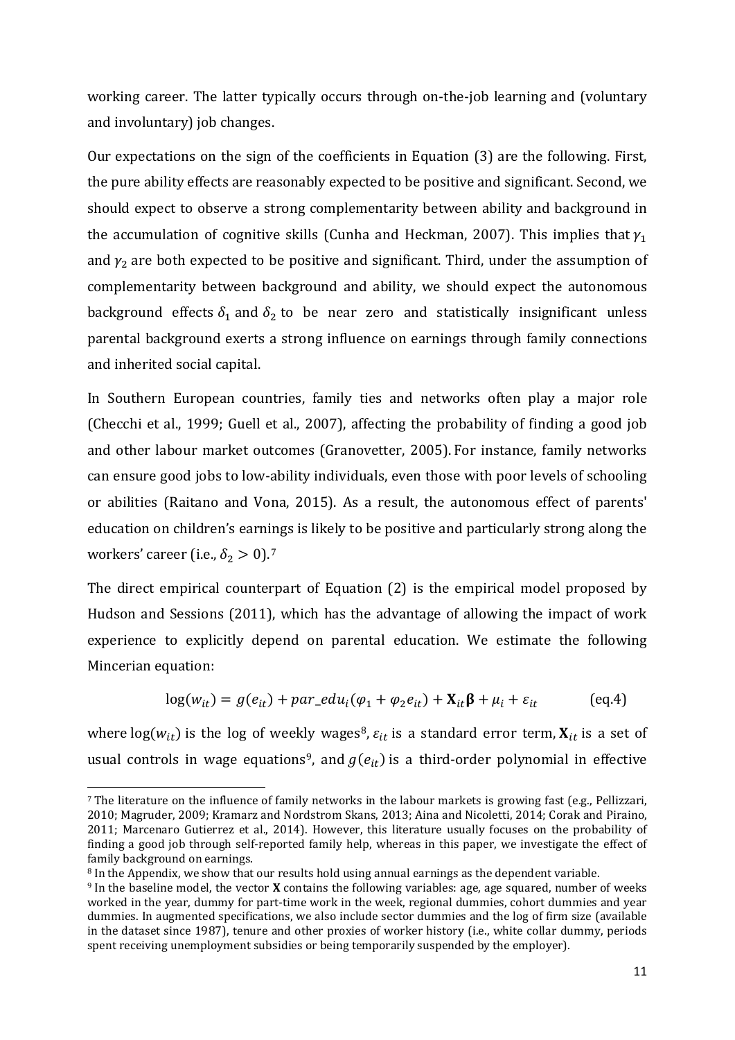working career. The latter typically occurs through on-the-job learning and (voluntary and involuntary) job changes.

Our expectations on the sign of the coefficients in Equation (3) are the following. First, the pure ability effects are reasonably expected to be positive and significant. Second, we should expect to observe a strong complementarity between ability and background in the accumulation of cognitive skills (Cunha and Heckman, 2007). This implies that $\gamma_1$ and $\gamma_2$ are both expected to be positive and significant. Third, under the assumption of complementarity between background and ability, we should expect the autonomous background effects $\delta_1$ and $\delta_2$ to be near zero and statistically insignificant unless parental background exerts a strong influence on earnings through family connections and inherited social capital.

In Southern European countries, family ties and networks often play a major role (Checchi et al., 1999; Guell et al., 2007), affecting the probability of finding a good job and other labour market outcomes (Granovetter, 2005). For instance, family networks can ensure good jobs to low-ability individuals, even those with poor levels of schooling or abilities (Raitano and Vona, 2015). As a result, the autonomous effect of parents' education on children's earnings is likely to be positive and particularly strong along the workers' career (i.e., $\delta_2 > 0$).[7]

The direct empirical counterpart of Equation (2) is the empirical model proposed by Hudson and Sessions (2011), which has the advantage of allowing the impact of work experience to explicitly depend on parental education. We estimate the following Mincerian equation:

$$\log(w_{it}) = g(e_{it}) + par\_edu_i(\varphi_1 + \varphi_2 e_{it}) + \mathbf{X}_{it}\boldsymbol{\beta} + \mu_i + \varepsilon_{it} \qquad \text{(eq.4)}$$

where $\log(w_{it})$ is the log of weekly wages[8], $\varepsilon_{it}$ is a standard error term, $\mathbf{X}_{it}$ is a set of usual controls in wage equations[9], and $g(e_{it})$ is a third-order polynomial in effective

[7] The literature on the influence of family networks in the labour markets is growing fast (e.g., Pellizzari, 2010; Magruder, 2009; Kramarz and Nordstrom Skans, 2013; Aina and Nicoletti, 2014; Corak and Piraino, 2011; Marcenaro Gutierrez et al., 2014). However, this literature usually focuses on the probability of finding a good job through self-reported family help, whereas in this paper, we investigate the effect of family background on earnings.

[8] In the Appendix, we show that our results hold using annual earnings as the dependent variable.

[9] In the baseline model, the vector **X** contains the following variables: age, age squared, number of weeks worked in the year, dummy for part-time work in the week, regional dummies, cohort dummies and year dummies. In augmented specifications, we also include sector dummies and the log of firm size (available in the dataset since 1987), tenure and other proxies of worker history (i.e., white collar dummy, periods spent receiving unemployment subsidies or being temporarily suspended by the employer).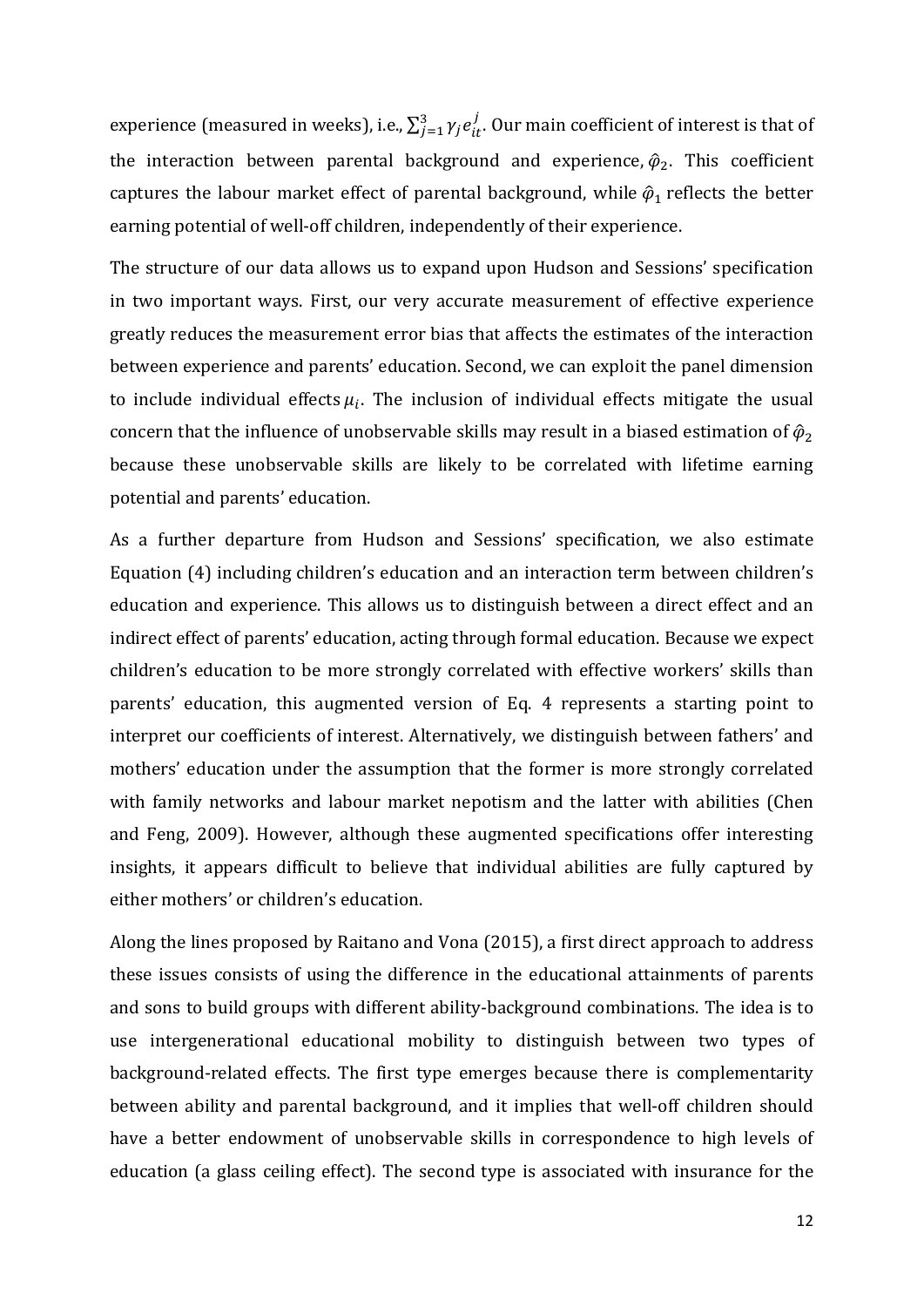experience (measured in weeks), i.e., $\sum_{j=1}^{3}\gamma_j e_{it}^{j}$. Our main coefficient of interest is that of the interaction between parental background and experience, $\hat{\varphi}_2$. This coefficient captures the labour market effect of parental background, while $\hat{\varphi}_1$ reflects the better earning potential of well-off children, independently of their experience.

The structure of our data allows us to expand upon Hudson and Sessions' specification in two important ways. First, our very accurate measurement of effective experience greatly reduces the measurement error bias that affects the estimates of the interaction between experience and parents' education. Second, we can exploit the panel dimension to include individual effects $\mu_i$. The inclusion of individual effects mitigate the usual concern that the influence of unobservable skills may result in a biased estimation of $\hat{\varphi}_2$ because these unobservable skills are likely to be correlated with lifetime earning potential and parents' education.

As a further departure from Hudson and Sessions' specification, we also estimate Equation (4) including children's education and an interaction term between children's education and experience. This allows us to distinguish between a direct effect and an indirect effect of parents' education, acting through formal education. Because we expect children's education to be more strongly correlated with effective workers' skills than parents' education, this augmented version of Eq. 4 represents a starting point to interpret our coefficients of interest. Alternatively, we distinguish between fathers' and mothers' education under the assumption that the former is more strongly correlated with family networks and labour market nepotism and the latter with abilities (Chen and Feng, 2009). However, although these augmented specifications offer interesting insights, it appears difficult to believe that individual abilities are fully captured by either mothers' or children's education.

Along the lines proposed by Raitano and Vona (2015), a first direct approach to address these issues consists of using the difference in the educational attainments of parents and sons to build groups with different ability-background combinations. The idea is to use intergenerational educational mobility to distinguish between two types of background-related effects. The first type emerges because there is complementarity between ability and parental background, and it implies that well-off children should have a better endowment of unobservable skills in correspondence to high levels of education (a glass ceiling effect). The second type is associated with insurance for the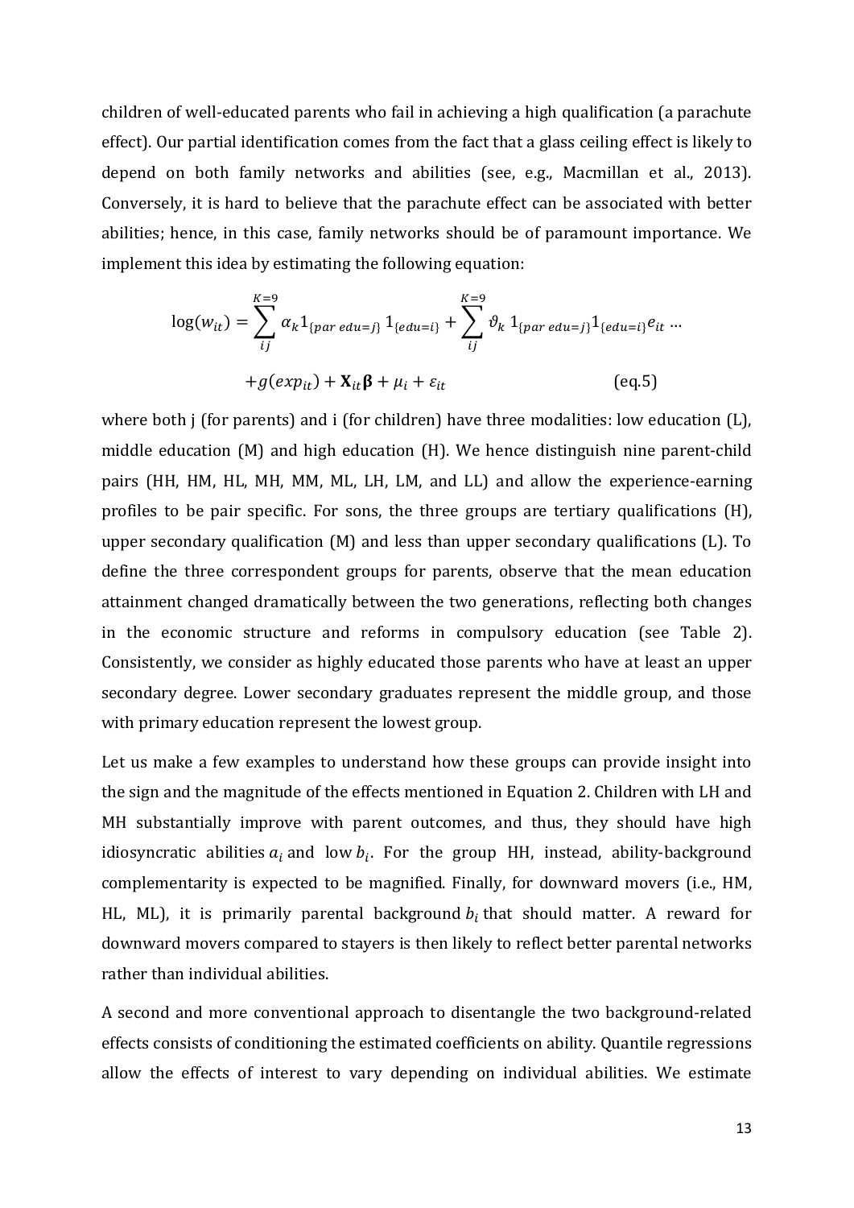children of well-educated parents who fail in achieving a high qualification (a parachute effect). Our partial identification comes from the fact that a glass ceiling effect is likely to depend on both family networks and abilities (see, e.g., Macmillan et al., 2013). Conversely, it is hard to believe that the parachute effect can be associated with better abilities; hence, in this case, family networks should be of paramount importance. We implement this idea by estimating the following equation:

$$\log(w_{it}) = \sum_{ij}^{K=9} \alpha_k 1_{\{par\ edu=j\}}\, 1_{\{edu=i\}} + \sum_{ij}^{K=9} \vartheta_k\, 1_{\{par\ edu=j\}} 1_{\{edu=i\}} e_{it} \dots$$

$$+ g(exp_{it}) + \mathbf{X}_{it}\boldsymbol{\beta} + \mu_i + \varepsilon_{it} \qquad \text{(eq.5)}$$

where both j (for parents) and i (for children) have three modalities: low education (L), middle education (M) and high education (H). We hence distinguish nine parent-child pairs (HH, HM, HL, MH, MM, ML, LH, LM, and LL) and allow the experience-earning profiles to be pair specific. For sons, the three groups are tertiary qualifications (H), upper secondary qualification (M) and less than upper secondary qualifications (L). To define the three correspondent groups for parents, observe that the mean education attainment changed dramatically between the two generations, reflecting both changes in the economic structure and reforms in compulsory education (see Table 2). Consistently, we consider as highly educated those parents who have at least an upper secondary degree. Lower secondary graduates represent the middle group, and those with primary education represent the lowest group.

Let us make a few examples to understand how these groups can provide insight into the sign and the magnitude of the effects mentioned in Equation 2. Children with LH and MH substantially improve with parent outcomes, and thus, they should have high idiosyncratic abilities $a_i$ and low $b_i$. For the group HH, instead, ability-background complementarity is expected to be magnified. Finally, for downward movers (i.e., HM, HL, ML), it is primarily parental background $b_i$ that should matter. A reward for downward movers compared to stayers is then likely to reflect better parental networks rather than individual abilities.

A second and more conventional approach to disentangle the two background-related effects consists of conditioning the estimated coefficients on ability. Quantile regressions allow the effects of interest to vary depending on individual abilities. We estimate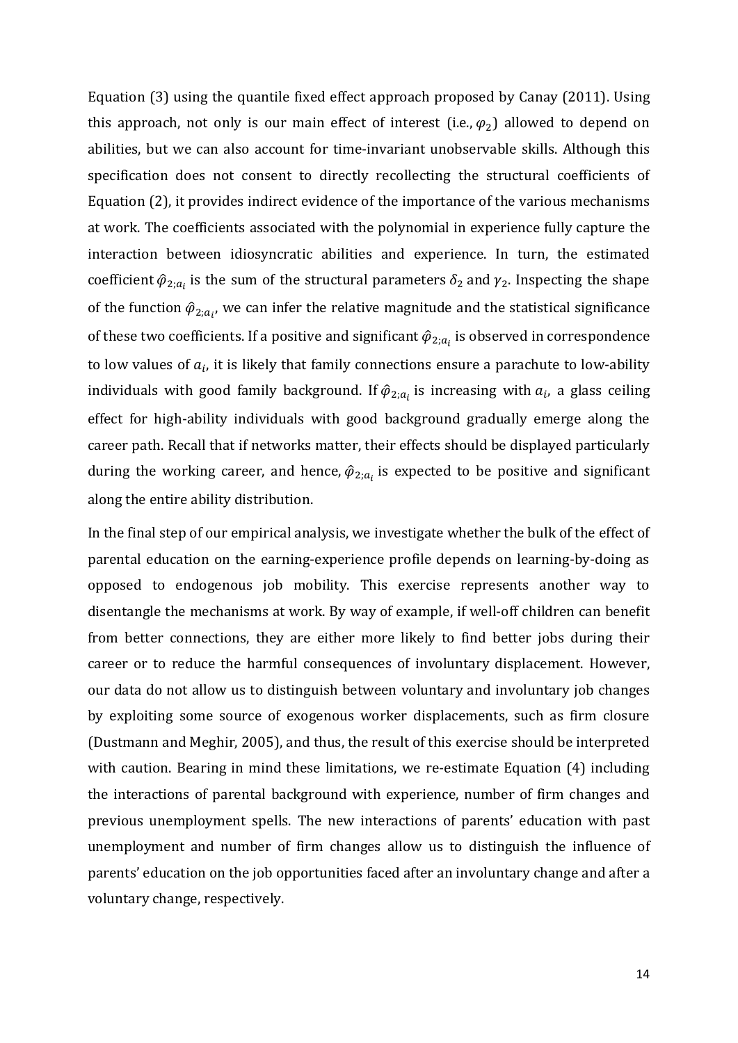Equation (3) using the quantile fixed effect approach proposed by Canay (2011). Using this approach, not only is our main effect of interest (i.e., $\varphi_2$) allowed to depend on abilities, but we can also account for time-invariant unobservable skills. Although this specification does not consent to directly recollecting the structural coefficients of Equation (2), it provides indirect evidence of the importance of the various mechanisms at work. The coefficients associated with the polynomial in experience fully capture the interaction between idiosyncratic abilities and experience. In turn, the estimated coefficient $\hat{\varphi}_{2;a_i}$ is the sum of the structural parameters $\delta_2$ and $\gamma_2$. Inspecting the shape of the function $\hat{\varphi}_{2;a_i}$, we can infer the relative magnitude and the statistical significance of these two coefficients. If a positive and significant $\hat{\varphi}_{2;a_i}$ is observed in correspondence to low values of $a_i$, it is likely that family connections ensure a parachute to low-ability individuals with good family background. If $\hat{\varphi}_{2;a_i}$ is increasing with $a_i$, a glass ceiling effect for high-ability individuals with good background gradually emerge along the career path. Recall that if networks matter, their effects should be displayed particularly during the working career, and hence, $\hat{\varphi}_{2;a_i}$ is expected to be positive and significant along the entire ability distribution.

In the final step of our empirical analysis, we investigate whether the bulk of the effect of parental education on the earning-experience profile depends on learning-by-doing as opposed to endogenous job mobility. This exercise represents another way to disentangle the mechanisms at work. By way of example, if well-off children can benefit from better connections, they are either more likely to find better jobs during their career or to reduce the harmful consequences of involuntary displacement. However, our data do not allow us to distinguish between voluntary and involuntary job changes by exploiting some source of exogenous worker displacements, such as firm closure (Dustmann and Meghir, 2005), and thus, the result of this exercise should be interpreted with caution. Bearing in mind these limitations, we re-estimate Equation (4) including the interactions of parental background with experience, number of firm changes and previous unemployment spells. The new interactions of parents' education with past unemployment and number of firm changes allow us to distinguish the influence of parents' education on the job opportunities faced after an involuntary change and after a voluntary change, respectively.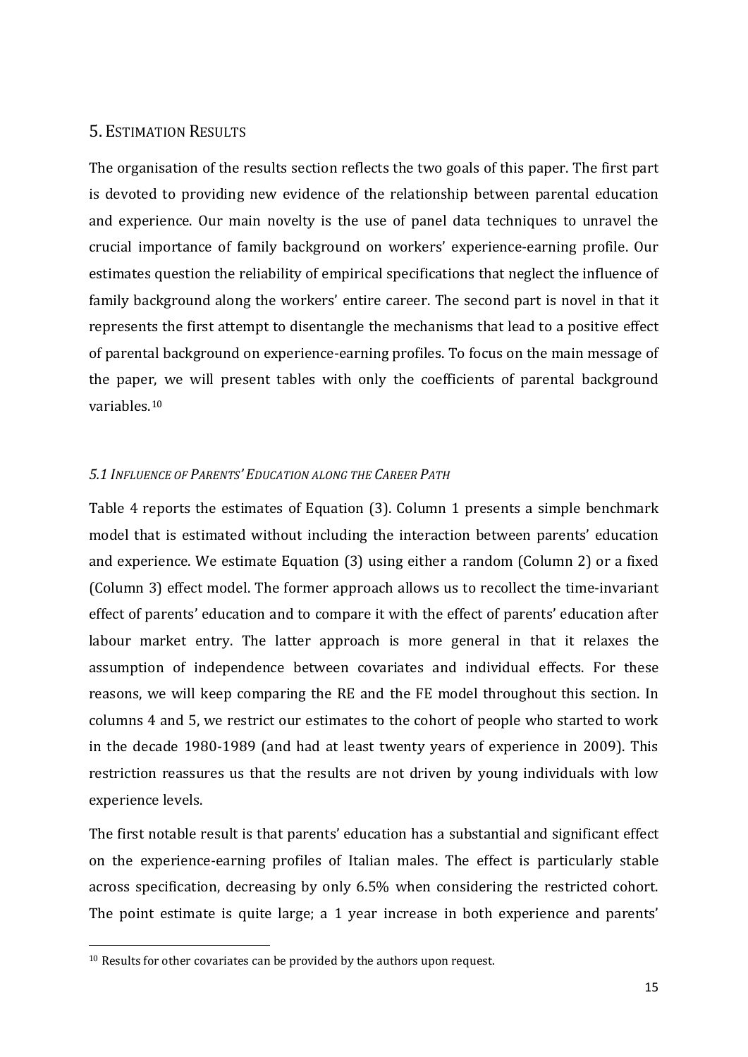## 5. Estimation Results

The organisation of the results section reflects the two goals of this paper. The first part is devoted to providing new evidence of the relationship between parental education and experience. Our main novelty is the use of panel data techniques to unravel the crucial importance of family background on workers' experience-earning profile. Our estimates question the reliability of empirical specifications that neglect the influence of family background along the workers' entire career. The second part is novel in that it represents the first attempt to disentangle the mechanisms that lead to a positive effect of parental background on experience-earning profiles. To focus on the main message of the paper, we will present tables with only the coefficients of parental background variables.[10]

### *5.1 Influence of Parents' Education along the Career Path*

Table 4 reports the estimates of Equation (3). Column 1 presents a simple benchmark model that is estimated without including the interaction between parents' education and experience. We estimate Equation (3) using either a random (Column 2) or a fixed (Column 3) effect model. The former approach allows us to recollect the time-invariant effect of parents' education and to compare it with the effect of parents' education after labour market entry. The latter approach is more general in that it relaxes the assumption of independence between covariates and individual effects. For these reasons, we will keep comparing the RE and the FE model throughout this section. In columns 4 and 5, we restrict our estimates to the cohort of people who started to work in the decade 1980-1989 (and had at least twenty years of experience in 2009). This restriction reassures us that the results are not driven by young individuals with low experience levels.

The first notable result is that parents' education has a substantial and significant effect on the experience-earning profiles of Italian males. The effect is particularly stable across specification, decreasing by only 6.5% when considering the restricted cohort. The point estimate is quite large; a 1 year increase in both experience and parents'

[10] Results for other covariates can be provided by the authors upon request.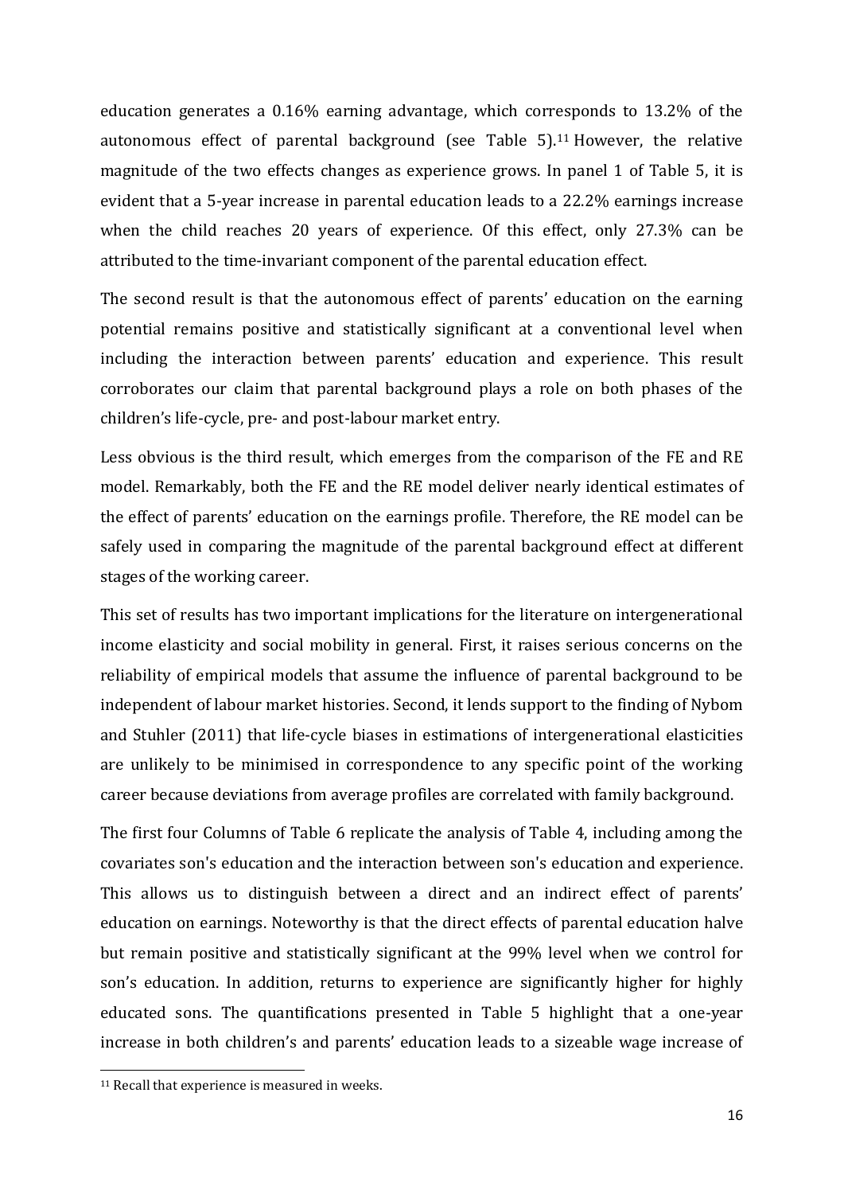education generates a 0.16% earning advantage, which corresponds to 13.2% of the autonomous effect of parental background (see Table 5).[11] However, the relative magnitude of the two effects changes as experience grows. In panel 1 of Table 5, it is evident that a 5-year increase in parental education leads to a 22.2% earnings increase when the child reaches 20 years of experience. Of this effect, only 27.3% can be attributed to the time-invariant component of the parental education effect.

The second result is that the autonomous effect of parents' education on the earning potential remains positive and statistically significant at a conventional level when including the interaction between parents' education and experience. This result corroborates our claim that parental background plays a role on both phases of the children's life-cycle, pre- and post-labour market entry.

Less obvious is the third result, which emerges from the comparison of the FE and RE model. Remarkably, both the FE and the RE model deliver nearly identical estimates of the effect of parents' education on the earnings profile. Therefore, the RE model can be safely used in comparing the magnitude of the parental background effect at different stages of the working career.

This set of results has two important implications for the literature on intergenerational income elasticity and social mobility in general. First, it raises serious concerns on the reliability of empirical models that assume the influence of parental background to be independent of labour market histories. Second, it lends support to the finding of Nybom and Stuhler (2011) that life-cycle biases in estimations of intergenerational elasticities are unlikely to be minimised in correspondence to any specific point of the working career because deviations from average profiles are correlated with family background.

The first four Columns of Table 6 replicate the analysis of Table 4, including among the covariates son's education and the interaction between son's education and experience. This allows us to distinguish between a direct and an indirect effect of parents' education on earnings. Noteworthy is that the direct effects of parental education halve but remain positive and statistically significant at the 99% level when we control for son's education. In addition, returns to experience are significantly higher for highly educated sons. The quantifications presented in Table 5 highlight that a one-year increase in both children's and parents' education leads to a sizeable wage increase of

[11] Recall that experience is measured in weeks.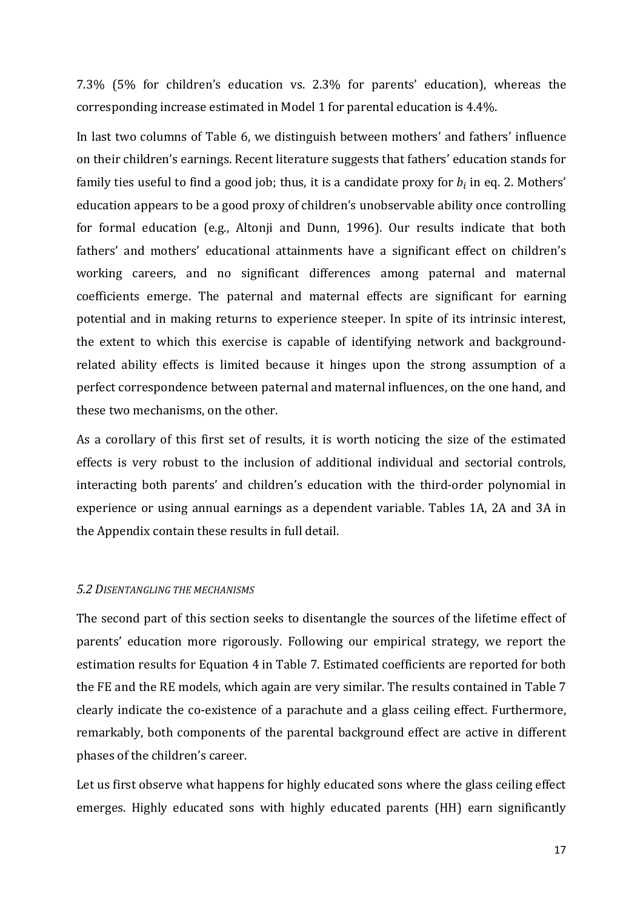7.3% (5% for children's education vs. 2.3% for parents' education), whereas the corresponding increase estimated in Model 1 for parental education is 4.4%.

In last two columns of Table 6, we distinguish between mothers' and fathers' influence on their children's earnings. Recent literature suggests that fathers' education stands for family ties useful to find a good job; thus, it is a candidate proxy for $b_i$ in eq. 2. Mothers' education appears to be a good proxy of children's unobservable ability once controlling for formal education (e.g., Altonji and Dunn, 1996). Our results indicate that both fathers' and mothers' educational attainments have a significant effect on children's working careers, and no significant differences among paternal and maternal coefficients emerge. The paternal and maternal effects are significant for earning potential and in making returns to experience steeper. In spite of its intrinsic interest, the extent to which this exercise is capable of identifying network and background-related ability effects is limited because it hinges upon the strong assumption of a perfect correspondence between paternal and maternal influences, on the one hand, and these two mechanisms, on the other.

As a corollary of this first set of results, it is worth noticing the size of the estimated effects is very robust to the inclusion of additional individual and sectorial controls, interacting both parents' and children's education with the third-order polynomial in experience or using annual earnings as a dependent variable. Tables 1A, 2A and 3A in the Appendix contain these results in full detail.

### *5.2 Disentangling the mechanisms*

The second part of this section seeks to disentangle the sources of the lifetime effect of parents' education more rigorously. Following our empirical strategy, we report the estimation results for Equation 4 in Table 7. Estimated coefficients are reported for both the FE and the RE models, which again are very similar. The results contained in Table 7 clearly indicate the co-existence of a parachute and a glass ceiling effect. Furthermore, remarkably, both components of the parental background effect are active in different phases of the children's career.

Let us first observe what happens for highly educated sons where the glass ceiling effect emerges. Highly educated sons with highly educated parents (HH) earn significantly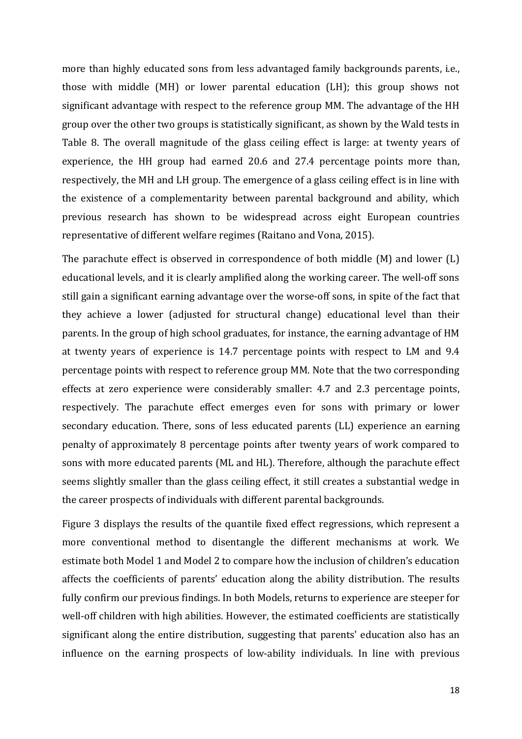more than highly educated sons from less advantaged family backgrounds parents, i.e., those with middle (MH) or lower parental education (LH); this group shows not significant advantage with respect to the reference group MM. The advantage of the HH group over the other two groups is statistically significant, as shown by the Wald tests in Table 8. The overall magnitude of the glass ceiling effect is large: at twenty years of experience, the HH group had earned 20.6 and 27.4 percentage points more than, respectively, the MH and LH group. The emergence of a glass ceiling effect is in line with the existence of a complementarity between parental background and ability, which previous research has shown to be widespread across eight European countries representative of different welfare regimes (Raitano and Vona, 2015).

The parachute effect is observed in correspondence of both middle (M) and lower (L) educational levels, and it is clearly amplified along the working career. The well-off sons still gain a significant earning advantage over the worse-off sons, in spite of the fact that they achieve a lower (adjusted for structural change) educational level than their parents. In the group of high school graduates, for instance, the earning advantage of HM at twenty years of experience is 14.7 percentage points with respect to LM and 9.4 percentage points with respect to reference group MM. Note that the two corresponding effects at zero experience were considerably smaller: 4.7 and 2.3 percentage points, respectively. The parachute effect emerges even for sons with primary or lower secondary education. There, sons of less educated parents (LL) experience an earning penalty of approximately 8 percentage points after twenty years of work compared to sons with more educated parents (ML and HL). Therefore, although the parachute effect seems slightly smaller than the glass ceiling effect, it still creates a substantial wedge in the career prospects of individuals with different parental backgrounds.

Figure 3 displays the results of the quantile fixed effect regressions, which represent a more conventional method to disentangle the different mechanisms at work. We estimate both Model 1 and Model 2 to compare how the inclusion of children's education affects the coefficients of parents' education along the ability distribution. The results fully confirm our previous findings. In both Models, returns to experience are steeper for well-off children with high abilities. However, the estimated coefficients are statistically significant along the entire distribution, suggesting that parents' education also has an influence on the earning prospects of low-ability individuals. In line with previous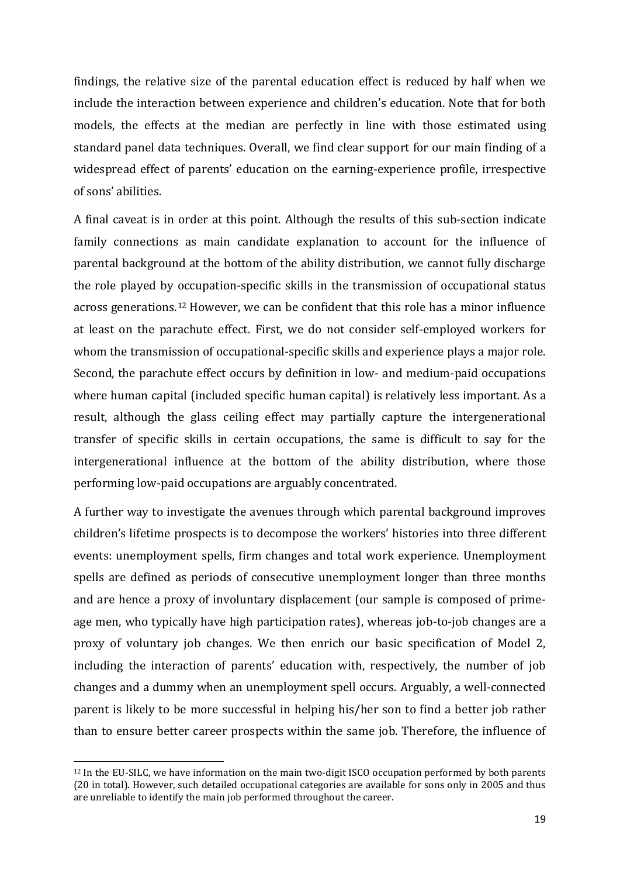findings, the relative size of the parental education effect is reduced by half when we include the interaction between experience and children's education. Note that for both models, the effects at the median are perfectly in line with those estimated using standard panel data techniques. Overall, we find clear support for our main finding of a widespread effect of parents' education on the earning-experience profile, irrespective of sons' abilities.

A final caveat is in order at this point. Although the results of this sub-section indicate family connections as main candidate explanation to account for the influence of parental background at the bottom of the ability distribution, we cannot fully discharge the role played by occupation-specific skills in the transmission of occupational status across generations.[12] However, we can be confident that this role has a minor influence at least on the parachute effect. First, we do not consider self-employed workers for whom the transmission of occupational-specific skills and experience plays a major role. Second, the parachute effect occurs by definition in low- and medium-paid occupations where human capital (included specific human capital) is relatively less important. As a result, although the glass ceiling effect may partially capture the intergenerational transfer of specific skills in certain occupations, the same is difficult to say for the intergenerational influence at the bottom of the ability distribution, where those performing low-paid occupations are arguably concentrated.

A further way to investigate the avenues through which parental background improves children's lifetime prospects is to decompose the workers' histories into three different events: unemployment spells, firm changes and total work experience. Unemployment spells are defined as periods of consecutive unemployment longer than three months and are hence a proxy of involuntary displacement (our sample is composed of prime-age men, who typically have high participation rates), whereas job-to-job changes are a proxy of voluntary job changes. We then enrich our basic specification of Model 2, including the interaction of parents' education with, respectively, the number of job changes and a dummy when an unemployment spell occurs. Arguably, a well-connected parent is likely to be more successful in helping his/her son to find a better job rather than to ensure better career prospects within the same job. Therefore, the influence of

[12] In the EU-SILC, we have information on the main two-digit ISCO occupation performed by both parents (20 in total). However, such detailed occupational categories are available for sons only in 2005 and thus are unreliable to identify the main job performed throughout the career.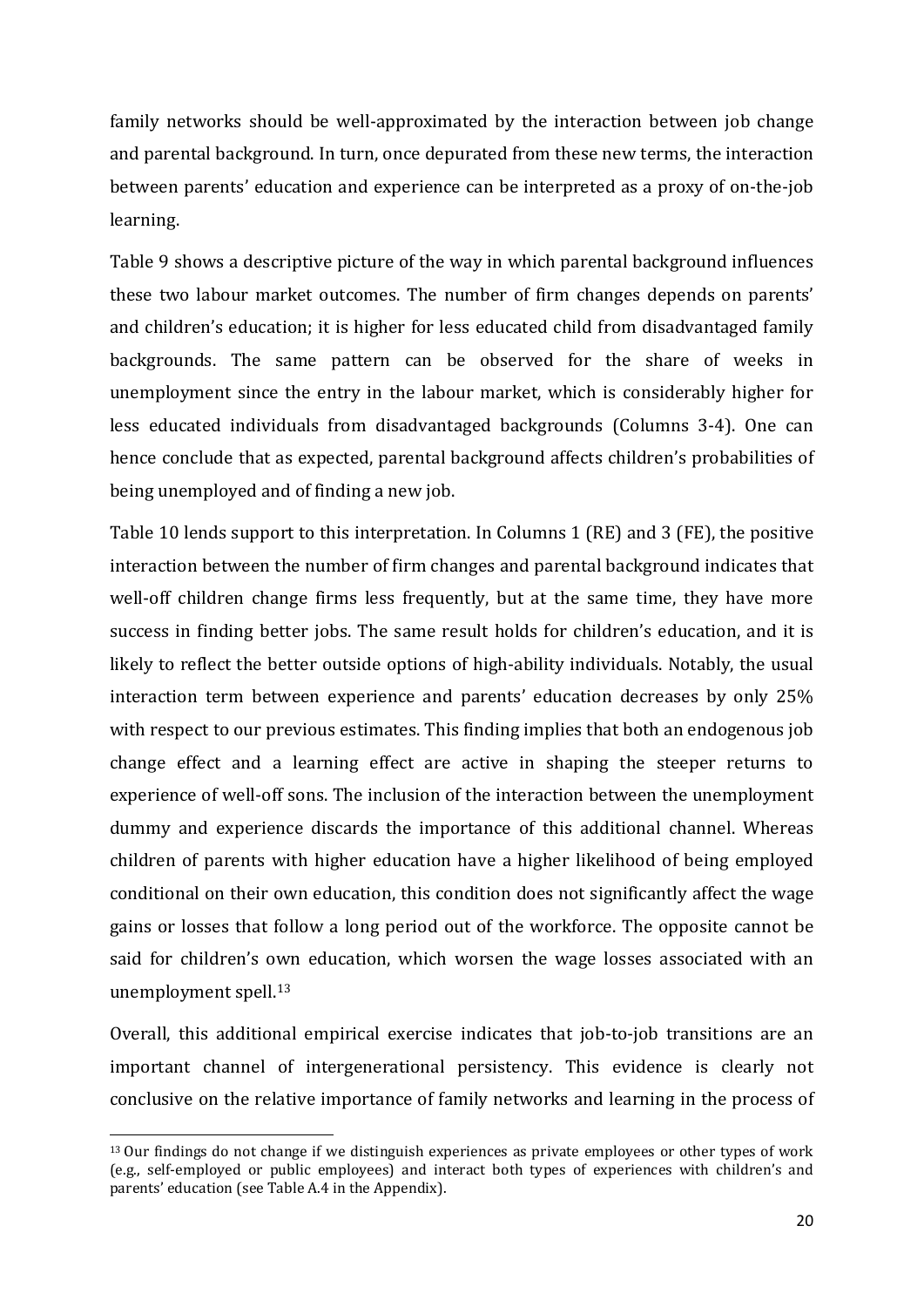family networks should be well-approximated by the interaction between job change and parental background. In turn, once depurated from these new terms, the interaction between parents' education and experience can be interpreted as a proxy of on-the-job learning.

Table 9 shows a descriptive picture of the way in which parental background influences these two labour market outcomes. The number of firm changes depends on parents' and children's education; it is higher for less educated child from disadvantaged family backgrounds. The same pattern can be observed for the share of weeks in unemployment since the entry in the labour market, which is considerably higher for less educated individuals from disadvantaged backgrounds (Columns 3-4). One can hence conclude that as expected, parental background affects children's probabilities of being unemployed and of finding a new job.

Table 10 lends support to this interpretation. In Columns 1 (RE) and 3 (FE), the positive interaction between the number of firm changes and parental background indicates that well-off children change firms less frequently, but at the same time, they have more success in finding better jobs. The same result holds for children's education, and it is likely to reflect the better outside options of high-ability individuals. Notably, the usual interaction term between experience and parents' education decreases by only 25% with respect to our previous estimates. This finding implies that both an endogenous job change effect and a learning effect are active in shaping the steeper returns to experience of well-off sons. The inclusion of the interaction between the unemployment dummy and experience discards the importance of this additional channel. Whereas children of parents with higher education have a higher likelihood of being employed conditional on their own education, this condition does not significantly affect the wage gains or losses that follow a long period out of the workforce. The opposite cannot be said for children's own education, which worsen the wage losses associated with an unemployment spell.[13]

Overall, this additional empirical exercise indicates that job-to-job transitions are an important channel of intergenerational persistency. This evidence is clearly not conclusive on the relative importance of family networks and learning in the process of

[13] Our findings do not change if we distinguish experiences as private employees or other types of work (e.g., self-employed or public employees) and interact both types of experiences with children's and parents' education (see Table A.4 in the Appendix).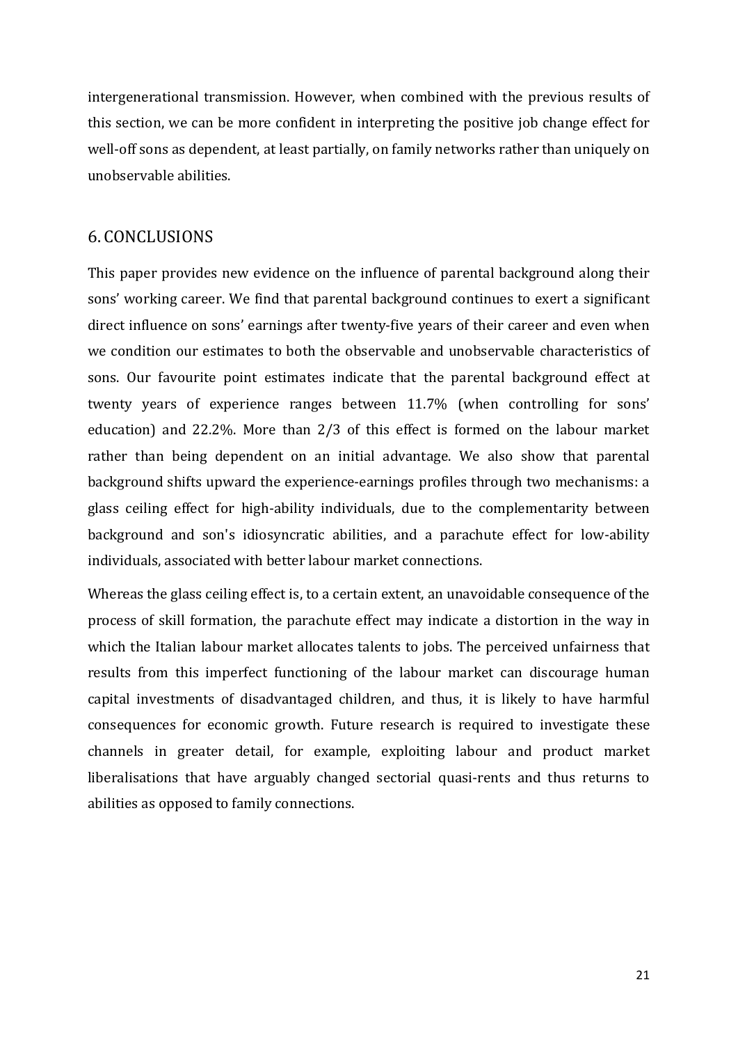intergenerational transmission. However, when combined with the previous results of this section, we can be more confident in interpreting the positive job change effect for well-off sons as dependent, at least partially, on family networks rather than uniquely on unobservable abilities.

## 6. CONCLUSIONS

This paper provides new evidence on the influence of parental background along their sons' working career. We find that parental background continues to exert a significant direct influence on sons' earnings after twenty-five years of their career and even when we condition our estimates to both the observable and unobservable characteristics of sons. Our favourite point estimates indicate that the parental background effect at twenty years of experience ranges between 11.7% (when controlling for sons' education) and 22.2%. More than 2/3 of this effect is formed on the labour market rather than being dependent on an initial advantage. We also show that parental background shifts upward the experience-earnings profiles through two mechanisms: a glass ceiling effect for high-ability individuals, due to the complementarity between background and son's idiosyncratic abilities, and a parachute effect for low-ability individuals, associated with better labour market connections.

Whereas the glass ceiling effect is, to a certain extent, an unavoidable consequence of the process of skill formation, the parachute effect may indicate a distortion in the way in which the Italian labour market allocates talents to jobs. The perceived unfairness that results from this imperfect functioning of the labour market can discourage human capital investments of disadvantaged children, and thus, it is likely to have harmful consequences for economic growth. Future research is required to investigate these channels in greater detail, for example, exploiting labour and product market liberalisations that have arguably changed sectorial quasi-rents and thus returns to abilities as opposed to family connections.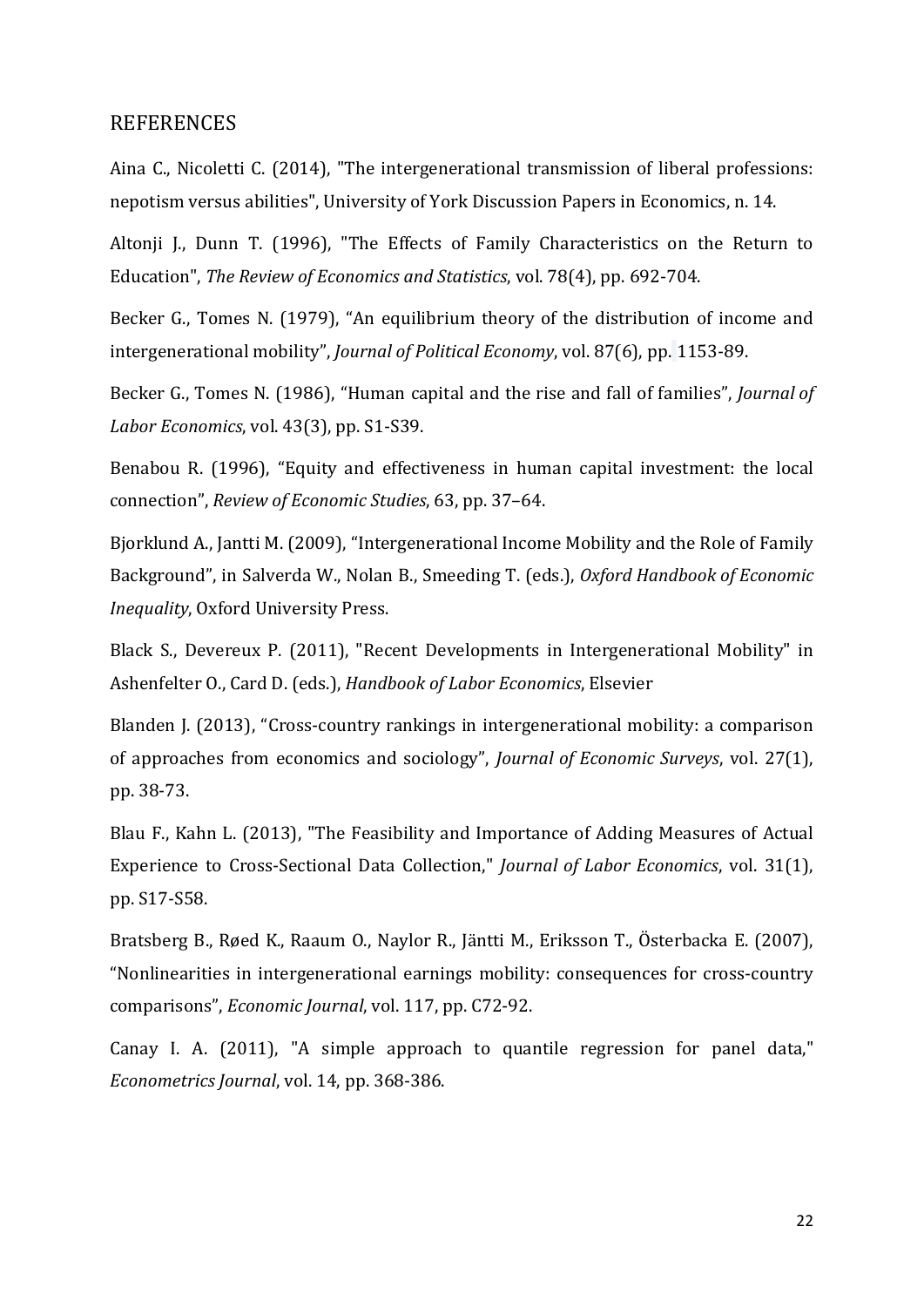## REFERENCES

Aina C., Nicoletti C. (2014), "The intergenerational transmission of liberal professions: nepotism versus abilities", University of York Discussion Papers in Economics, n. 14.

Altonji J., Dunn T. (1996), "The Effects of Family Characteristics on the Return to Education", *The Review of Economics and Statistics*, vol. 78(4), pp. 692-704.

Becker G., Tomes N. (1979), "An equilibrium theory of the distribution of income and intergenerational mobility", *Journal of Political Economy*, vol. 87(6), pp. 1153-89.

Becker G., Tomes N. (1986), "Human capital and the rise and fall of families", *Journal of Labor Economics*, vol. 43(3), pp. S1-S39.

Benabou R. (1996), "Equity and effectiveness in human capital investment: the local connection", *Review of Economic Studies*, 63, pp. 37–64.

Bjorklund A., Jantti M. (2009), "Intergenerational Income Mobility and the Role of Family Background", in Salverda W., Nolan B., Smeeding T. (eds.), *Oxford Handbook of Economic Inequality*, Oxford University Press.

Black S., Devereux P. (2011), "Recent Developments in Intergenerational Mobility" in Ashenfelter O., Card D. (eds.), *Handbook of Labor Economics*, Elsevier

Blanden J. (2013), "Cross-country rankings in intergenerational mobility: a comparison of approaches from economics and sociology", *Journal of Economic Surveys*, vol. 27(1), pp. 38-73.

Blau F., Kahn L. (2013), "The Feasibility and Importance of Adding Measures of Actual Experience to Cross-Sectional Data Collection," *Journal of Labor Economics*, vol. 31(1), pp. S17-S58.

Bratsberg B., Røed K., Raaum O., Naylor R., Jäntti M., Eriksson T., Österbacka E. (2007), "Nonlinearities in intergenerational earnings mobility: consequences for cross-country comparisons", *Economic Journal*, vol. 117, pp. C72-92.

Canay I. A. (2011), "A simple approach to quantile regression for panel data," *Econometrics Journal*, vol. 14, pp. 368-386.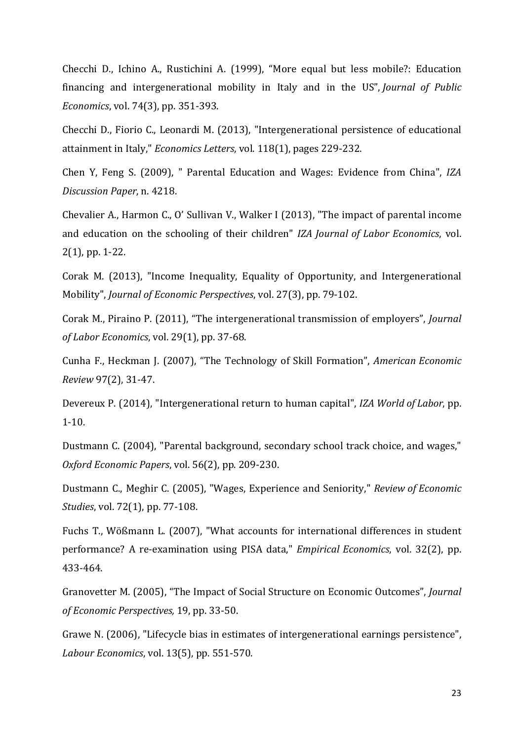Checchi D., Ichino A., Rustichini A. (1999), “More equal but less mobile?: Education financing and intergenerational mobility in Italy and in the US”, *Journal of Public Economics*, vol. 74(3), pp. 351-393.

Checchi D., Fiorio C., Leonardi M. (2013), "Intergenerational persistence of educational attainment in Italy," *Economics Letters*, vol. 118(1), pages 229-232.

Chen Y, Feng S. (2009), " Parental Education and Wages: Evidence from China", *IZA Discussion Paper*, n. 4218.

Chevalier A., Harmon C., O' Sullivan V., Walker I (2013), "The impact of parental income and education on the schooling of their children" *IZA Journal of Labor Economics*, vol. 2(1), pp. 1-22.

Corak M. (2013), "Income Inequality, Equality of Opportunity, and Intergenerational Mobility", *Journal of Economic Perspectives*, vol. 27(3), pp. 79-102.

Corak M., Piraino P. (2011), “The intergenerational transmission of employers”, *Journal of Labor Economics*, vol. 29(1), pp. 37-68.

Cunha F., Heckman J. (2007), “The Technology of Skill Formation”, *American Economic Review* 97(2), 31-47.

Devereux P. (2014), "Intergenerational return to human capital", *IZA World of Labor*, pp. 1-10.

Dustmann C. (2004), "Parental background, secondary school track choice, and wages," *Oxford Economic Papers*, vol. 56(2), pp. 209-230.

Dustmann C., Meghir C. (2005), "Wages, Experience and Seniority," *Review of Economic Studies*, vol. 72(1), pp. 77-108.

Fuchs T., Wößmann L. (2007), "What accounts for international differences in student performance? A re-examination using PISA data," *Empirical Economics*, vol. 32(2), pp. 433-464.

Granovetter M. (2005), “The Impact of Social Structure on Economic Outcomes”, *Journal of Economic Perspectives,* 19, pp. 33-50.

Grawe N. (2006), "Lifecycle bias in estimates of intergenerational earnings persistence", *Labour Economics*, vol. 13(5), pp. 551-570.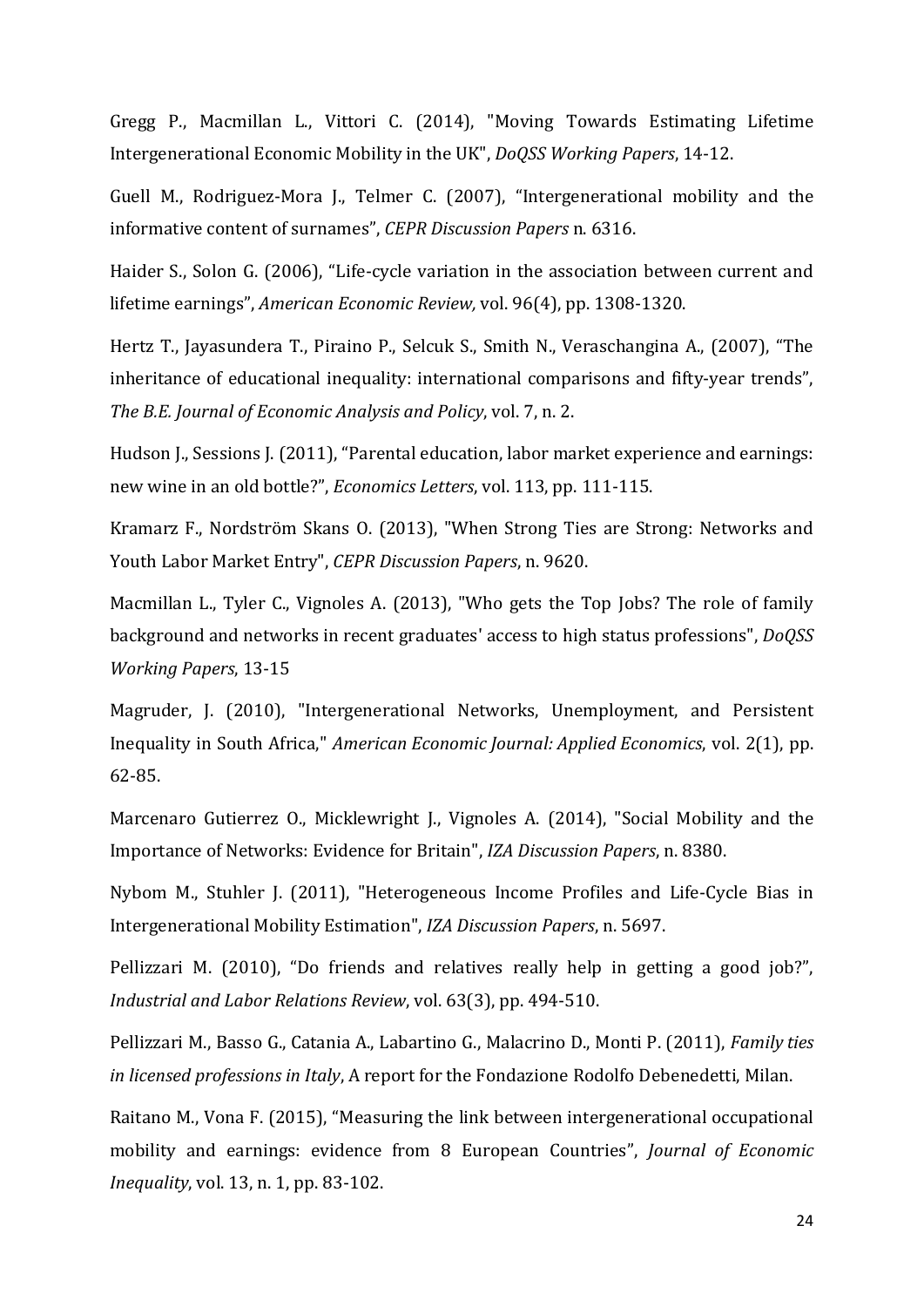Gregg P., Macmillan L., Vittori C. (2014), "Moving Towards Estimating Lifetime Intergenerational Economic Mobility in the UK", *DoQSS Working Papers*, 14-12.

Guell M., Rodriguez-Mora J., Telmer C. (2007), "Intergenerational mobility and the informative content of surnames", *CEPR Discussion Papers* n. 6316.

Haider S., Solon G. (2006), "Life-cycle variation in the association between current and lifetime earnings", *American Economic Review,* vol. 96(4), pp. 1308-1320.

Hertz T., Jayasundera T., Piraino P., Selcuk S., Smith N., Veraschangina A., (2007), "The inheritance of educational inequality: international comparisons and fifty-year trends", *The B.E. Journal of Economic Analysis and Policy*, vol. 7, n. 2.

Hudson J., Sessions J. (2011), "Parental education, labor market experience and earnings: new wine in an old bottle?", *Economics Letters*, vol. 113, pp. 111-115.

Kramarz F., Nordström Skans O. (2013), "When Strong Ties are Strong: Networks and Youth Labor Market Entry", *CEPR Discussion Papers*, n. 9620.

Macmillan L., Tyler C., Vignoles A. (2013), "Who gets the Top Jobs? The role of family background and networks in recent graduates' access to high status professions", *DoQSS Working Papers*, 13-15

Magruder, J. (2010), "Intergenerational Networks, Unemployment, and Persistent Inequality in South Africa," *American Economic Journal: Applied Economics*, vol. 2(1), pp. 62-85.

Marcenaro Gutierrez O., Micklewright J., Vignoles A. (2014), "Social Mobility and the Importance of Networks: Evidence for Britain", *IZA Discussion Papers*, n. 8380.

Nybom M., Stuhler J. (2011), "Heterogeneous Income Profiles and Life-Cycle Bias in Intergenerational Mobility Estimation", *IZA Discussion Papers*, n. 5697.

Pellizzari M. (2010), "Do friends and relatives really help in getting a good job?", *Industrial and Labor Relations Review*, vol. 63(3), pp. 494-510.

Pellizzari M., Basso G., Catania A., Labartino G., Malacrino D., Monti P. (2011), *Family ties in licensed professions in Italy*, A report for the Fondazione Rodolfo Debenedetti, Milan.

Raitano M., Vona F. (2015), "Measuring the link between intergenerational occupational mobility and earnings: evidence from 8 European Countries", *Journal of Economic Inequality*, vol. 13, n. 1, pp. 83-102.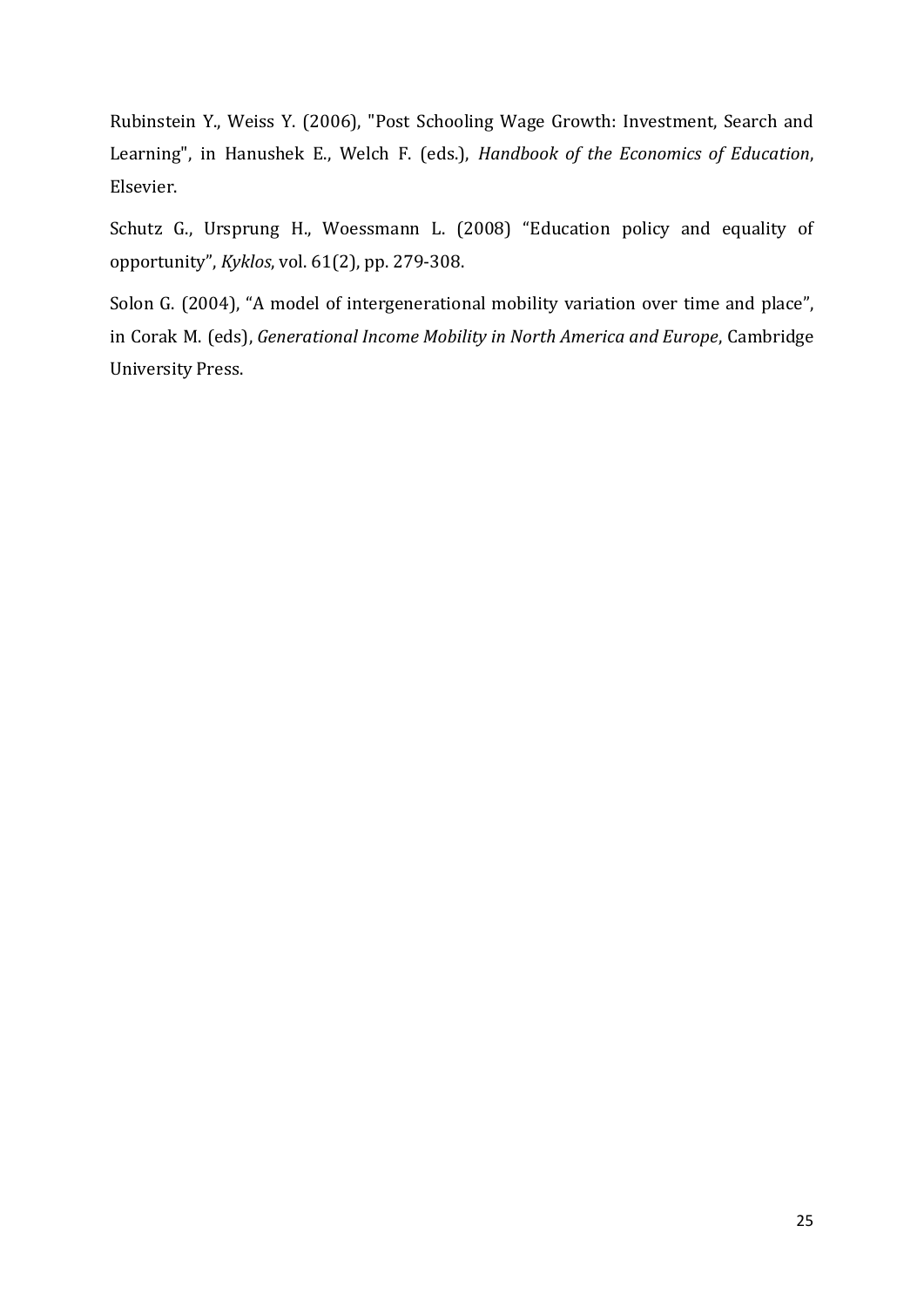Rubinstein Y., Weiss Y. (2006), "Post Schooling Wage Growth: Investment, Search and Learning", in Hanushek E., Welch F. (eds.), *Handbook of the Economics of Education*, Elsevier.

Schutz G., Ursprung H., Woessmann L. (2008) “Education policy and equality of opportunity”, *Kyklos*, vol. 61(2), pp. 279-308.

Solon G. (2004), “A model of intergenerational mobility variation over time and place”, in Corak M. (eds), *Generational Income Mobility in North America and Europe*, Cambridge University Press.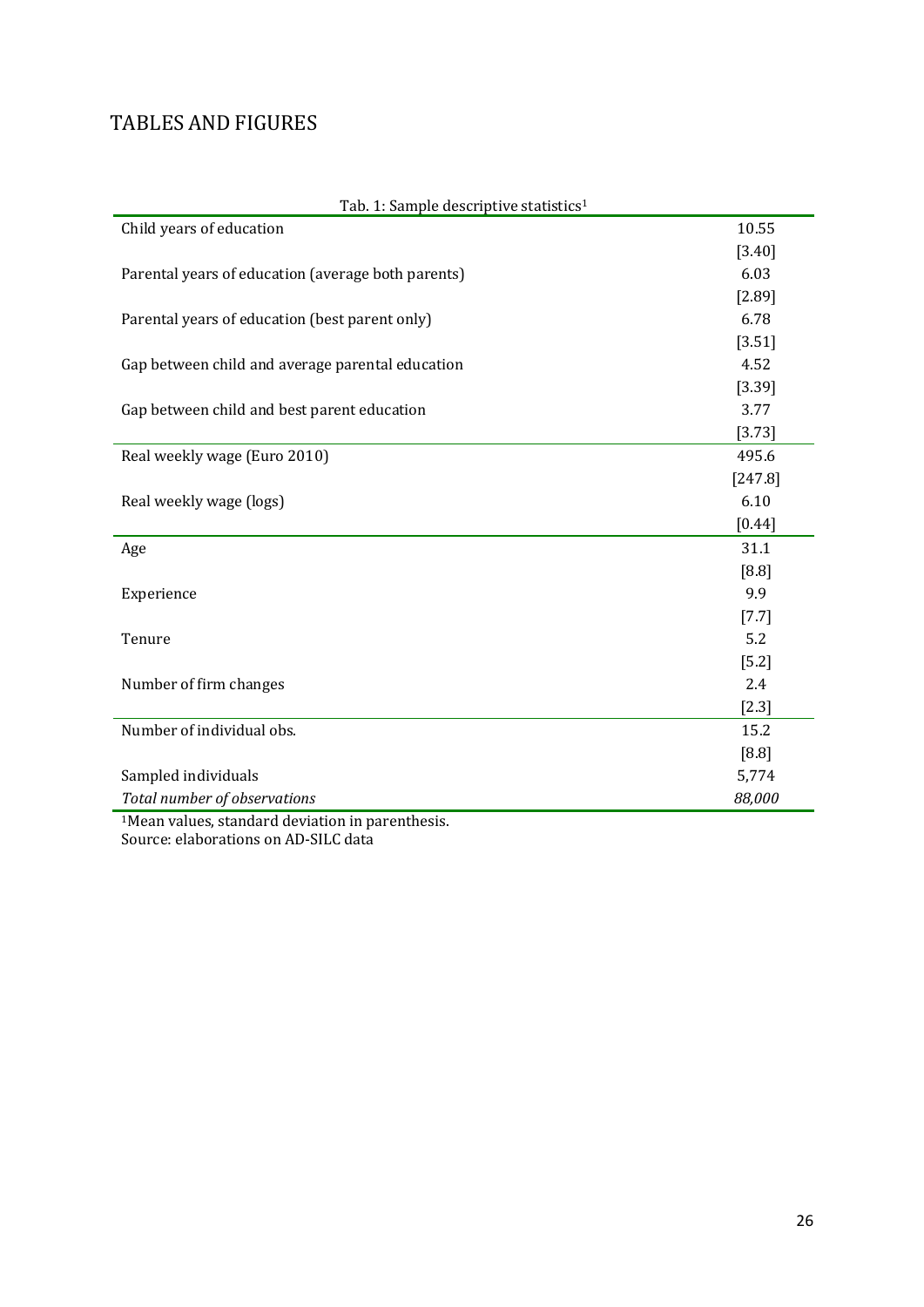# TABLES AND FIGURES

Tab. 1: Sample descriptive statistics[1]

| | |
|---|---|
| Child years of education | 10.55 |
| | [3.40] |
| Parental years of education (average both parents) | 6.03 |
| | [2.89] |
| Parental years of education (best parent only) | 6.78 |
| | [3.51] |
| Gap between child and average parental education | 4.52 |
| | [3.39] |
| Gap between child and best parent education | 3.77 |
| | [3.73] |
| Real weekly wage (Euro 2010) | 495.6 |
| | [247.8] |
| Real weekly wage (logs) | 6.10 |
| | [0.44] |
| Age | 31.1 |
| | [8.8] |
| Experience | 9.9 |
| | [7.7] |
| Tenure | 5.2 |
| | [5.2] |
| Number of firm changes | 2.4 |
| | [2.3] |
| Number of individual obs. | 15.2 |
| | [8.8] |
| Sampled individuals | 5,774 |
| *Total number of observations* | *88,000* |

[1]Mean values, standard deviation in parenthesis.
Source: elaborations on AD-SILC data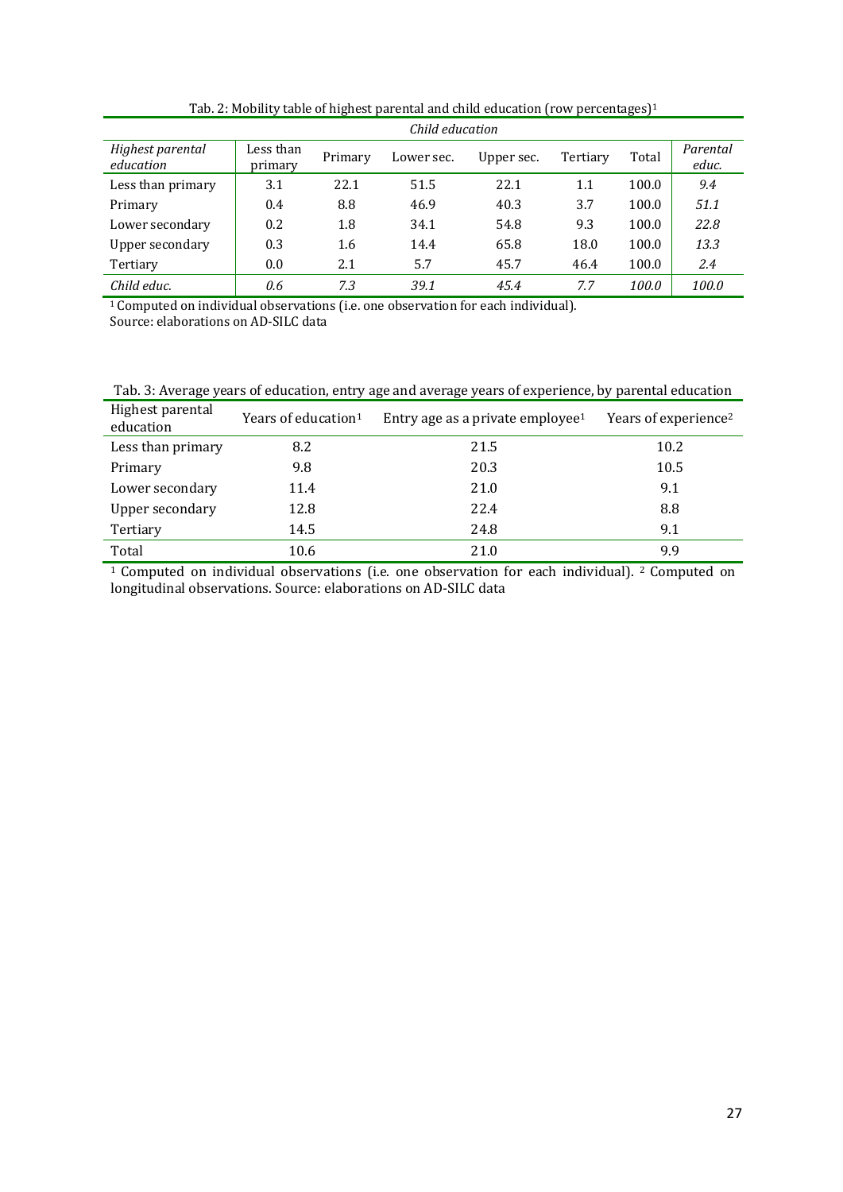Tab. 2: Mobility table of highest parental and child education (row percentages)[1]

| | *Child education* | | | | | | |
|---|---|---|---|---|---|---|---|
| *Highest parental education* | Less than primary | Primary | Lower sec. | Upper sec. | Tertiary | Total | *Parental educ.* |
| Less than primary | 3.1 | 22.1 | 51.5 | 22.1 | 1.1 | 100.0 | *9.4* |
| Primary | 0.4 | 8.8 | 46.9 | 40.3 | 3.7 | 100.0 | *51.1* |
| Lower secondary | 0.2 | 1.8 | 34.1 | 54.8 | 9.3 | 100.0 | *22.8* |
| Upper secondary | 0.3 | 1.6 | 14.4 | 65.8 | 18.0 | 100.0 | *13.3* |
| Tertiary | 0.0 | 2.1 | 5.7 | 45.7 | 46.4 | 100.0 | *2.4* |
| *Child educ.* | *0.6* | *7.3* | *39.1* | *45.4* | *7.7* | *100.0* | *100.0* |

[1] Computed on individual observations (i.e. one observation for each individual).
Source: elaborations on AD-SILC data

Tab. 3: Average years of education, entry age and average years of experience, by parental education

| Highest parental education | Years of education[1] | Entry age as a private employee[1] | Years of experience[2] |
|---|---|---|---|
| Less than primary | 8.2 | 21.5 | 10.2 |
| Primary | 9.8 | 20.3 | 10.5 |
| Lower secondary | 11.4 | 21.0 | 9.1 |
| Upper secondary | 12.8 | 22.4 | 8.8 |
| Tertiary | 14.5 | 24.8 | 9.1 |
| Total | 10.6 | 21.0 | 9.9 |

[1] Computed on individual observations (i.e. one observation for each individual). [2] Computed on longitudinal observations. Source: elaborations on AD-SILC data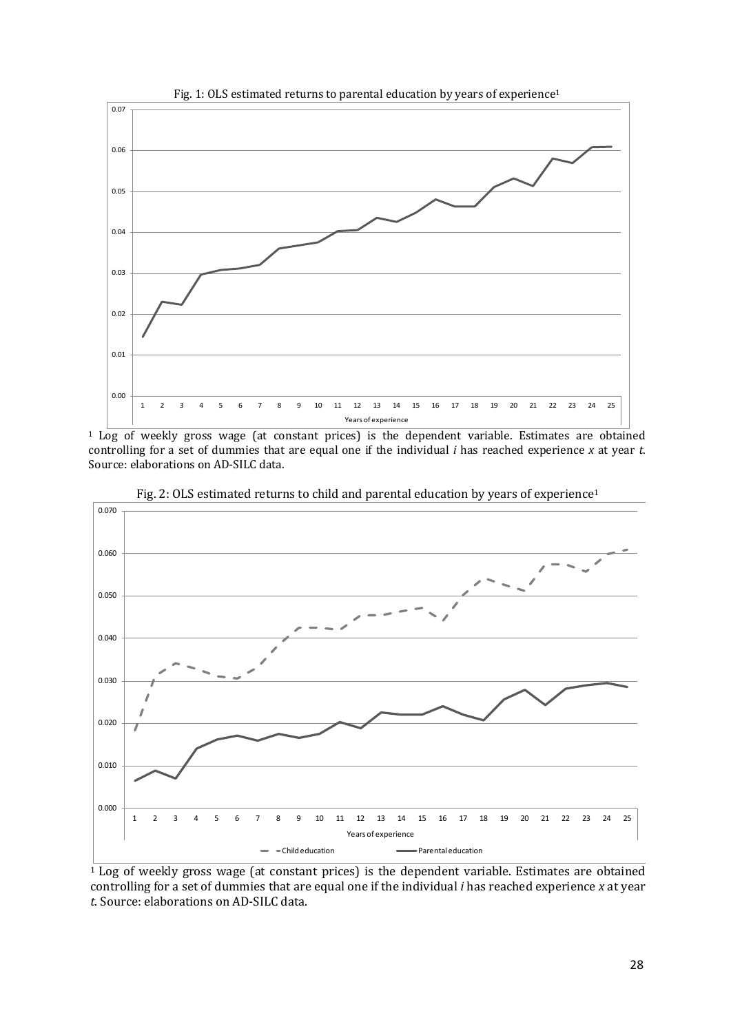Fig. 1: OLS estimated returns to parental education by years of experience[1]

[1] Log of weekly gross wage (at constant prices) is the dependent variable. Estimates are obtained controlling for a set of dummies that are equal one if the individual *i* has reached experience *x* at year *t*. Source: elaborations on AD-SILC data.

Fig. 2: OLS estimated returns to child and parental education by years of experience[1]

[1] Log of weekly gross wage (at constant prices) is the dependent variable. Estimates are obtained controlling for a set of dummies that are equal one if the individual *i* has reached experience *x* at year *t*. Source: elaborations on AD-SILC data.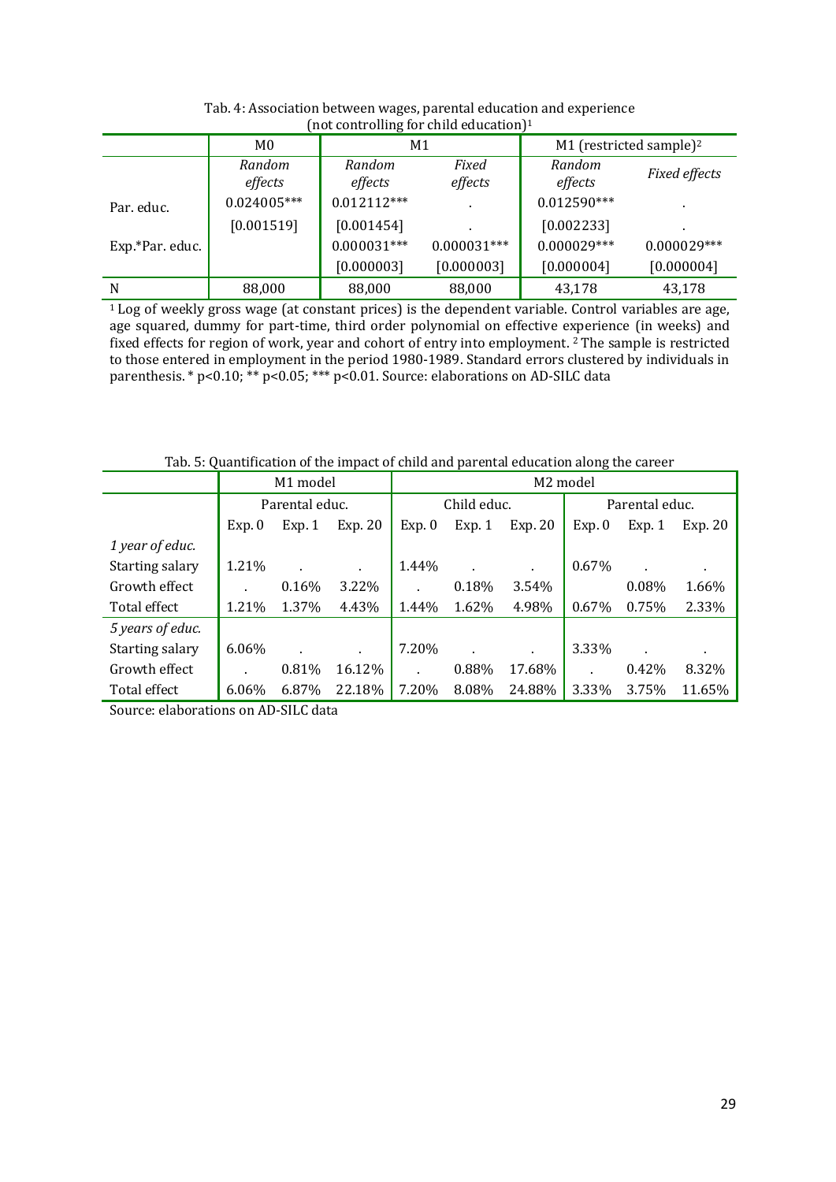Tab. 4: Association between wages, parental education and experience (not controlling for child education)[1]

| | M0 | M1 | | M1 (restricted sample)[2] | |
|---|---|---|---|---|---|
| | *Random effects* | *Random effects* | *Fixed effects* | *Random effects* | *Fixed effects* |
| Par. educ. | 0.024005*** | 0.012112*** | . | 0.012590*** | . |
| | [0.001519] | [0.001454] | . | [0.002233] | . |
| Exp.*Par. educ. | | 0.000031*** | 0.000031*** | 0.000029*** | 0.000029*** |
| | | [0.000003] | [0.000003] | [0.000004] | [0.000004] |
| N | 88,000 | 88,000 | 88,000 | 43,178 | 43,178 |

[1] Log of weekly gross wage (at constant prices) is the dependent variable. Control variables are age, age squared, dummy for part-time, third order polynomial on effective experience (in weeks) and fixed effects for region of work, year and cohort of entry into employment. [2] The sample is restricted to those entered in employment in the period 1980-1989. Standard errors clustered by individuals in parenthesis. * p<0.10; ** p<0.05; *** p<0.01. Source: elaborations on AD-SILC data

Tab. 5: Quantification of the impact of child and parental education along the career

| | M1 model | | | M2 model | | | | | |
|---|---|---|---|---|---|---|---|---|---|
| | Parental educ. | | | Child educ. | | | Parental educ. | | |
| | Exp. 0 | Exp. 1 | Exp. 20 | Exp. 0 | Exp. 1 | Exp. 20 | Exp. 0 | Exp. 1 | Exp. 20 |
| *1 year of educ.* | | | | | | | | | |
| Starting salary | 1.21% | . | . | 1.44% | . | . | 0.67% | . | . |
| Growth effect | . | 0.16% | 3.22% | . | 0.18% | 3.54% | | 0.08% | 1.66% |
| Total effect | 1.21% | 1.37% | 4.43% | 1.44% | 1.62% | 4.98% | 0.67% | 0.75% | 2.33% |
| *5 years of educ.* | | | | | | | | | |
| Starting salary | 6.06% | . | . | 7.20% | . | . | 3.33% | . | . |
| Growth effect | . | 0.81% | 16.12% | . | 0.88% | 17.68% | . | 0.42% | 8.32% |
| Total effect | 6.06% | 6.87% | 22.18% | 7.20% | 8.08% | 24.88% | 3.33% | 3.75% | 11.65% |

Source: elaborations on AD-SILC data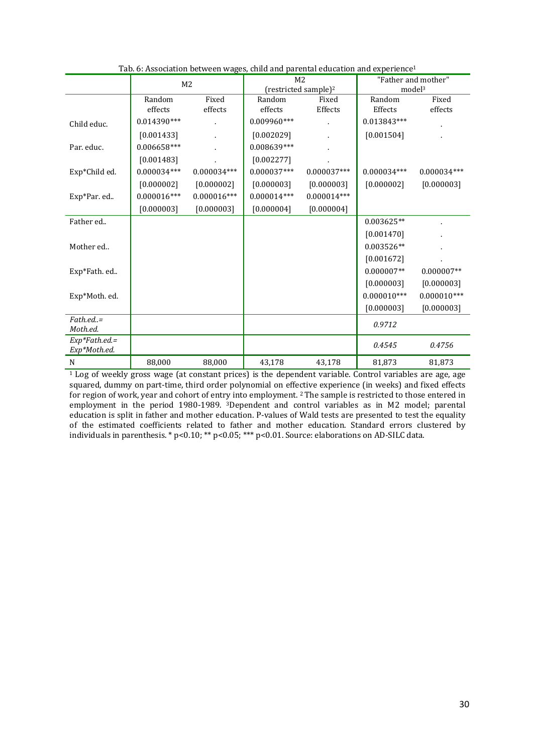Tab. 6: Association between wages, child and parental education and experience[1]

| | M2 | | M2 (restricted sample)[2] | | "Father and mother" model[3] | |
|---|---|---|---|---|---|---|
| | Random effects | Fixed effects | Random effects | Fixed Effects | Random Effects | Fixed effects |
| Child educ. | 0.014390*** | . | 0.009960*** | . | 0.013843*** | . |
| | [0.001433] | . | [0.002029] | . | [0.001504] | . |
| Par. educ. | 0.006658*** | . | 0.008639*** | . | | |
| | [0.001483] | . | [0.002277] | . | | |
| Exp*Child ed. | 0.000034*** | 0.000034*** | 0.000037*** | 0.000037*** | 0.000034*** | 0.000034*** |
| | [0.000002] | [0.000002] | [0.000003] | [0.000003] | [0.000002] | [0.000003] |
| Exp*Par. ed.. | 0.000016*** | 0.000016*** | 0.000014*** | 0.000014*** | | |
| | [0.000003] | [0.000003] | [0.000004] | [0.000004] | | |
| Father ed.. | | | | | 0.003625** | . |
| | | | | | [0.001470] | . |
| Mother ed.. | | | | | 0.003526** | . |
| | | | | | [0.001672] | . |
| Exp*Fath. ed.. | | | | | 0.000007** | 0.000007** |
| | | | | | [0.000003] | [0.000003] |
| Exp*Moth. ed. | | | | | 0.000010*** | 0.000010*** |
| | | | | | [0.000003] | [0.000003] |
| *Fath.ed..= Moth.ed.* | | | | | *0.9712* | |
| *Exp*Fath.ed.= Exp*Moth.ed.* | | | | | *0.4545* | *0.4756* |
| N | 88,000 | 88,000 | 43,178 | 43,178 | 81,873 | 81,873 |

[1] Log of weekly gross wage (at constant prices) is the dependent variable. Control variables are age, age squared, dummy on part-time, third order polynomial on effective experience (in weeks) and fixed effects for region of work, year and cohort of entry into employment. [2] The sample is restricted to those entered in employment in the period 1980-1989. [3]Dependent and control variables as in M2 model; parental education is split in father and mother education. P-values of Wald tests are presented to test the equality of the estimated coefficients related to father and mother education. Standard errors clustered by individuals in parenthesis. * p<0.10; ** p<0.05; *** p<0.01. Source: elaborations on AD-SILC data.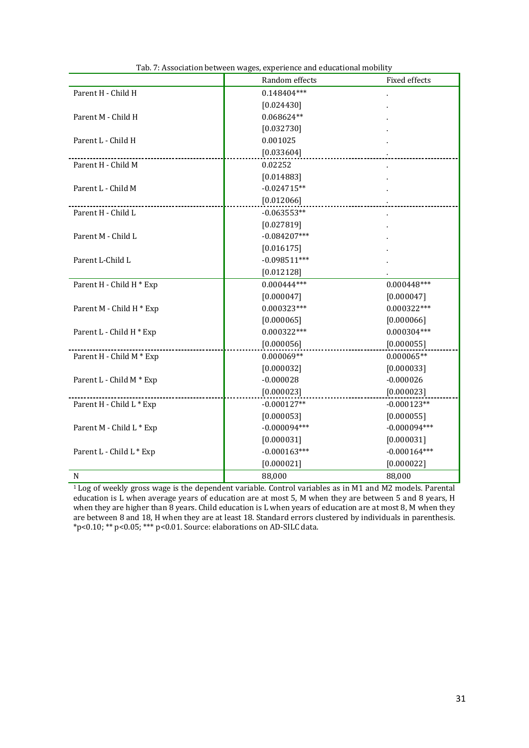Tab. 7: Association between wages, experience and educational mobility

| | Random effects | Fixed effects |
|---|---|---|
| Parent H - Child H | 0.148404*** | . |
| | [0.024430] | . |
| Parent M - Child H | 0.068624** | . |
| | [0.032730] | . |
| Parent L - Child H | 0.001025 | . |
| | [0.033604] | . |
| Parent H - Child M | 0.02252 | . |
| | [0.014883] | . |
| Parent L - Child M | -0.024715** | . |
| | [0.012066] | . |
| Parent H - Child L | -0.063553** | . |
| | [0.027819] | . |
| Parent M - Child L | -0.084207*** | . |
| | [0.016175] | . |
| Parent L-Child L | -0.098511*** | . |
| | [0.012128] | . |
| Parent H - Child H * Exp | 0.000444*** | 0.000448*** |
| | [0.000047] | [0.000047] |
| Parent M - Child H * Exp | 0.000323*** | 0.000322*** |
| | [0.000065] | [0.000066] |
| Parent L - Child H * Exp | 0.000322*** | 0.000304*** |
| | [0.000056] | [0.000055] |
| Parent H - Child M * Exp | 0.000069** | 0.000065** |
| | [0.000032] | [0.000033] |
| Parent L - Child M * Exp | -0.000028 | -0.000026 |
| | [0.000023] | [0.000023] |
| Parent H - Child L * Exp | -0.000127** | -0.000123** |
| | [0.000053] | [0.000055] |
| Parent M - Child L * Exp | -0.000094*** | -0.000094*** |
| | [0.000031] | [0.000031] |
| Parent L - Child L * Exp | -0.000163*** | -0.000164*** |
| | [0.000021] | [0.000022] |
| N | 88,000 | 88,000 |

[1] Log of weekly gross wage is the dependent variable. Control variables as in M1 and M2 models. Parental education is L when average years of education are at most 5, M when they are between 5 and 8 years, H when they are higher than 8 years. Child education is L when years of education are at most 8, M when they are between 8 and 18, H when they are at least 18. Standard errors clustered by individuals in parenthesis. *p<0.10; ** p<0.05; *** p<0.01. Source: elaborations on AD-SILC data.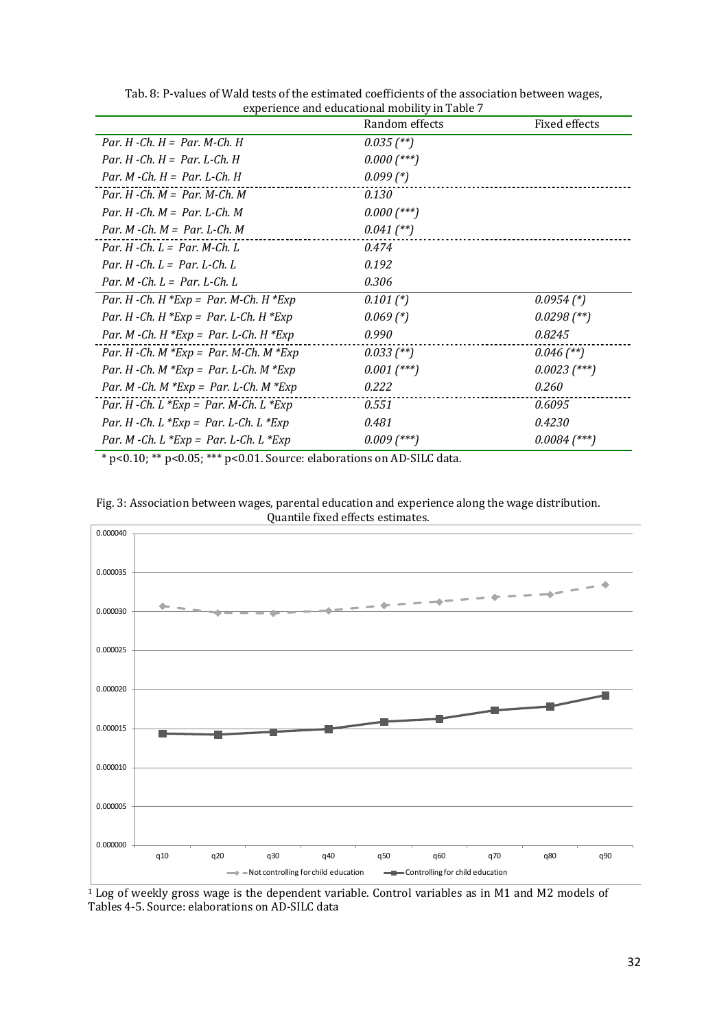Tab. 8: P-values of Wald tests of the estimated coefficients of the association between wages, experience and educational mobility in Table 7

| | Random effects | Fixed effects |
|---|---|---|
| *Par. H -Ch. H = Par. M-Ch. H* | *0.035 (\*\*)* | |
| *Par. H -Ch. H = Par. L-Ch. H* | *0.000 (\*\*\*)* | |
| *Par. M -Ch. H = Par. L-Ch. H* | *0.099 (\*)* | |
| *Par. H -Ch. M = Par. M-Ch. M* | *0.130* | |
| *Par. H -Ch. M = Par. L-Ch. M* | *0.000 (\*\*\*)* | |
| *Par. M -Ch. M = Par. L-Ch. M* | *0.041 (\*\*)* | |
| *Par. H -Ch. L = Par. M-Ch. L* | *0.474* | |
| *Par. H -Ch. L = Par. L-Ch. L* | *0.192* | |
| *Par. M -Ch. L = Par. L-Ch. L* | *0.306* | |
| *Par. H -Ch. H \*Exp = Par. M-Ch. H \*Exp* | *0.101 (\*)* | *0.0954 (\*)* |
| *Par. H -Ch. H \*Exp = Par. L-Ch. H \*Exp* | *0.069 (\*)* | *0.0298 (\*\*)* |
| *Par. M -Ch. H \*Exp = Par. L-Ch. H \*Exp* | *0.990* | *0.8245* |
| *Par. H -Ch. M \*Exp = Par. M-Ch. M \*Exp* | *0.033 (\*\*)* | *0.046 (\*\*)* |
| *Par. H -Ch. M \*Exp = Par. L-Ch. M \*Exp* | *0.001 (\*\*\*)* | *0.0023 (\*\*\*)* |
| *Par. M -Ch. M \*Exp = Par. L-Ch. M \*Exp* | *0.222* | *0.260* |
| *Par. H -Ch. L \*Exp = Par. M-Ch. L \*Exp* | *0.551* | *0.6095* |
| *Par. H -Ch. L \*Exp = Par. L-Ch. L \*Exp* | *0.481* | *0.4230* |
| *Par. M -Ch. L \*Exp = Par. L-Ch. L \*Exp* | *0.009 (\*\*\*)* | *0.0084 (\*\*\*)* |

\* p<0.10; \*\* p<0.05; \*\*\* p<0.01. Source: elaborations on AD-SILC data.

Fig. 3: Association between wages, parental education and experience along the wage distribution. Quantile fixed effects estimates.

| | q10 | q20 | q30 | q40 | q50 | q60 | q70 | q80 | q90 |
|---|---|---|---|---|---|---|---|---|---|
| Not controlling for child education | | | | | | | | | |
| Controlling for child education | | | | | | | | | |

[1] Log of weekly gross wage is the dependent variable. Control variables as in M1 and M2 models of Tables 4-5. Source: elaborations on AD-SILC data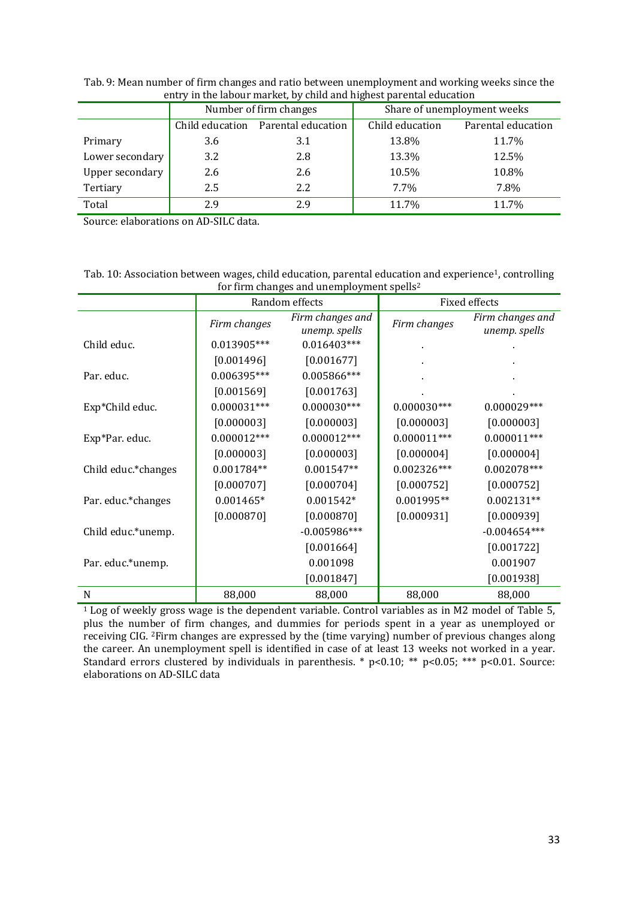Tab. 9: Mean number of firm changes and ratio between unemployment and working weeks since the entry in the labour market, by child and highest parental education

| | Number of firm changes | | Share of unemployment weeks | |
|---|---|---|---|---|
| | Child education | Parental education | Child education | Parental education |
| Primary | 3.6 | 3.1 | 13.8% | 11.7% |
| Lower secondary | 3.2 | 2.8 | 13.3% | 12.5% |
| Upper secondary | 2.6 | 2.6 | 10.5% | 10.8% |
| Tertiary | 2.5 | 2.2 | 7.7% | 7.8% |
| Total | 2.9 | 2.9 | 11.7% | 11.7% |

Source: elaborations on AD-SILC data.

Tab. 10: Association between wages, child education, parental education and experience[1], controlling for firm changes and unemployment spells[2]

| | Random effects | | Fixed effects | |
|---|---|---|---|---|
| | *Firm changes* | *Firm changes and unemp. spells* | *Firm changes* | *Firm changes and unemp. spells* |
| Child educ. | 0.013905*** | 0.016403*** | . | . |
| | [0.001496] | [0.001677] | . | . |
| Par. educ. | 0.006395*** | 0.005866*** | . | . |
| | [0.001569] | [0.001763] | . | . |
| Exp*Child educ. | 0.000031*** | 0.000030*** | 0.000030*** | 0.000029*** |
| | [0.000003] | [0.000003] | [0.000003] | [0.000003] |
| Exp*Par. educ. | 0.000012*** | 0.000012*** | 0.000011*** | 0.000011*** |
| | [0.000003] | [0.000003] | [0.000004] | [0.000004] |
| Child educ.*changes | 0.001784** | 0.001547** | 0.002326*** | 0.002078*** |
| | [0.000707] | [0.000704] | [0.000752] | [0.000752] |
| Par. educ.*changes | 0.001465* | 0.001542* | 0.001995** | 0.002131** |
| | [0.000870] | [0.000870] | [0.000931] | [0.000939] |
| Child educ.*unemp. | | -0.005986*** | | -0.004654*** |
| | | [0.001664] | | [0.001722] |
| Par. educ.*unemp. | | 0.001098 | | 0.001907 |
| | | [0.001847] | | [0.001938] |
| N | 88,000 | 88,000 | 88,000 | 88,000 |

[1] Log of weekly gross wage is the dependent variable. Control variables as in M2 model of Table 5, plus the number of firm changes, and dummies for periods spent in a year as unemployed or receiving CIG. [2]Firm changes are expressed by the (time varying) number of previous changes along the career. An unemployment spell is identified in case of at least 13 weeks not worked in a year. Standard errors clustered by individuals in parenthesis. * p<0.10; ** p<0.05; *** p<0.01. Source: elaborations on AD-SILC data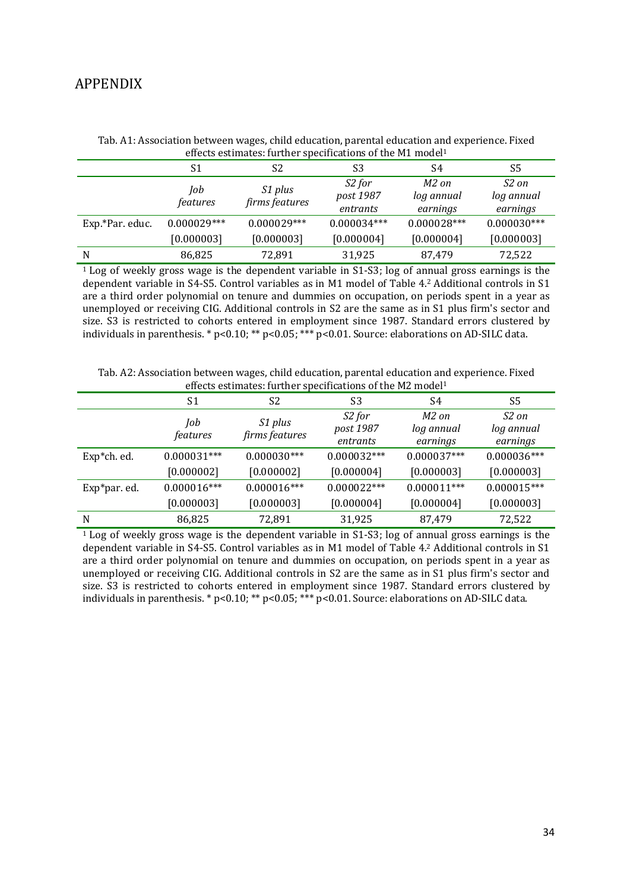# APPENDIX

Tab. A1: Association between wages, child education, parental education and experience. Fixed effects estimates: further specifications of the M1 model[1]

| | S1 | S2 | S3 | S4 | S5 |
|---|---|---|---|---|---|
| | *Job features* | *S1 plus firms features* | *S2 for post 1987 entrants* | *M2 on log annual earnings* | *S2 on log annual earnings* |
| Exp.*Par. educ. | 0.000029*** | 0.000029*** | 0.000034*** | 0.000028*** | 0.000030*** |
| | [0.000003] | [0.000003] | [0.000004] | [0.000004] | [0.000003] |
| N | 86,825 | 72,891 | 31,925 | 87,479 | 72,522 |

[1] Log of weekly gross wage is the dependent variable in S1-S3; log of annual gross earnings is the dependent variable in S4-S5. Control variables as in M1 model of Table 4.[2] Additional controls in S1 are a third order polynomial on tenure and dummies on occupation, on periods spent in a year as unemployed or receiving CIG. Additional controls in S2 are the same as in S1 plus firm's sector and size. S3 is restricted to cohorts entered in employment since 1987. Standard errors clustered by individuals in parenthesis. * p<0.10; ** p<0.05; *** p<0.01. Source: elaborations on AD-SILC data.

Tab. A2: Association between wages, child education, parental education and experience. Fixed effects estimates: further specifications of the M2 model[1]

| | S1 | S2 | S3 | S4 | S5 |
|---|---|---|---|---|---|
| | *Job features* | *S1 plus firms features* | *S2 for post 1987 entrants* | *M2 on log annual earnings* | *S2 on log annual earnings* |
| Exp*ch. ed. | 0.000031*** | 0.000030*** | 0.000032*** | 0.000037*** | 0.000036*** |
| | [0.000002] | [0.000002] | [0.000004] | [0.000003] | [0.000003] |
| Exp*par. ed. | 0.000016*** | 0.000016*** | 0.000022*** | 0.000011*** | 0.000015*** |
| | [0.000003] | [0.000003] | [0.000004] | [0.000004] | [0.000003] |
| N | 86,825 | 72,891 | 31,925 | 87,479 | 72,522 |

[1] Log of weekly gross wage is the dependent variable in S1-S3; log of annual gross earnings is the dependent variable in S4-S5. Control variables as in M1 model of Table 4.[2] Additional controls in S1 are a third order polynomial on tenure and dummies on occupation, on periods spent in a year as unemployed or receiving CIG. Additional controls in S2 are the same as in S1 plus firm's sector and size. S3 is restricted to cohorts entered in employment since 1987. Standard errors clustered by individuals in parenthesis. * p<0.10; ** p<0.05; *** p<0.01. Source: elaborations on AD-SILC data.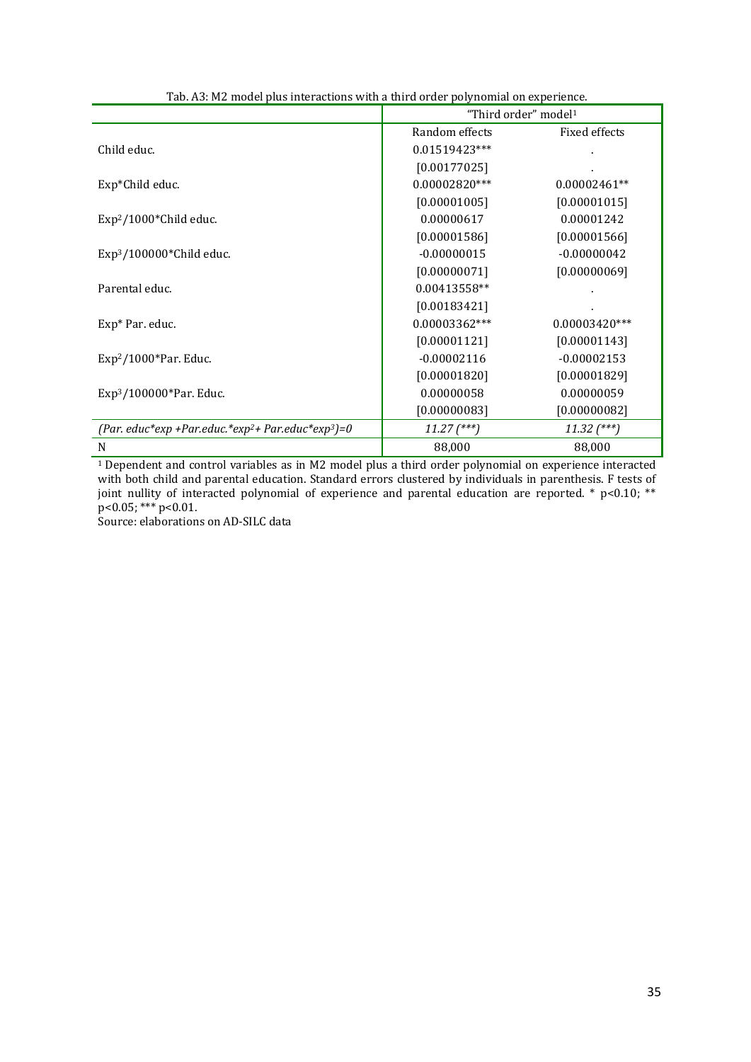Tab. A3: M2 model plus interactions with a third order polynomial on experience.

| | "Third order" model[1] | |
|---|---|---|
| | Random effects | Fixed effects |
| Child educ. | 0.01519423*** | . |
| | [0.00177025] | . |
| Exp*Child educ. | 0.00002820*** | 0.00002461** |
| | [0.00001005] | [0.00001015] |
| $Exp^2$/1000*Child educ. | 0.00000617 | 0.00001242 |
| | [0.00001586] | [0.00001566] |
| $Exp^3$/100000*Child educ. | -0.00000015 | -0.00000042 |
| | [0.00000071] | [0.00000069] |
| Parental educ. | 0.00413558** | . |
| | [0.00183421] | . |
| Exp* Par. educ. | 0.00003362*** | 0.00003420*** |
| | [0.00001121] | [0.00001143] |
| $Exp^2$/1000*Par. Educ. | -0.00002116 | -0.00002153 |
| | [0.00001820] | [0.00001829] |
| $Exp^3$/100000*Par. Educ. | 0.00000058 | 0.00000059 |
| | [0.00000083] | [0.00000082] |
| *(Par. educ*exp +Par.educ.\*$exp^2$+ Par.educ\*$exp^3$)=0* | *11.27 (\*\*\*)* | *11.32 (\*\*\*)* |
| N | 88,000 | 88,000 |

[1] Dependent and control variables as in M2 model plus a third order polynomial on experience interacted with both child and parental education. Standard errors clustered by individuals in parenthesis. F tests of joint nullity of interacted polynomial of experience and parental education are reported. * p<0.10; ** p<0.05; *** p<0.01.

Source: elaborations on AD-SILC data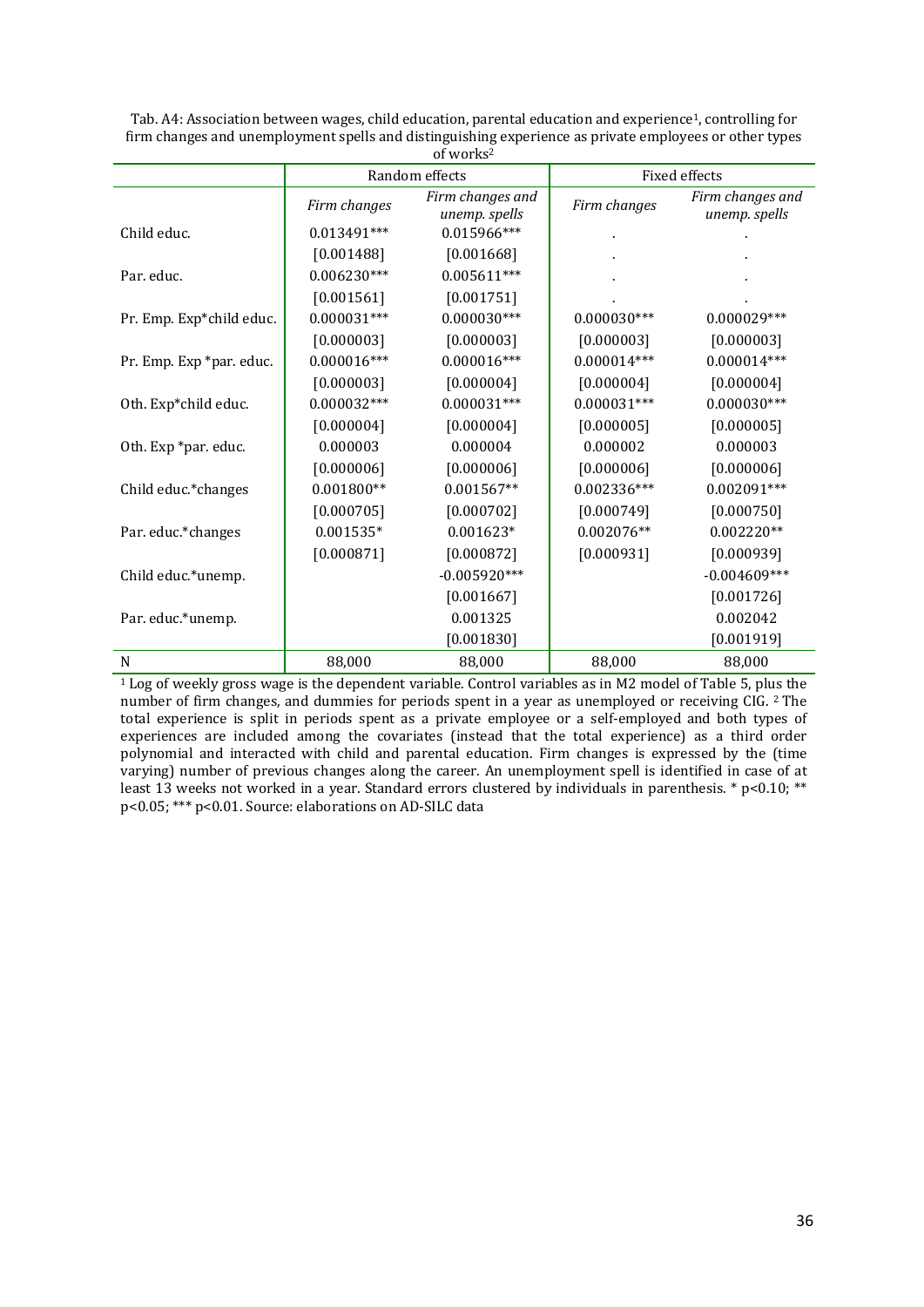Tab. A4: Association between wages, child education, parental education and experience[1], controlling for firm changes and unemployment spells and distinguishing experience as private employees or other types of works[2]

| | Random effects | | Fixed effects | |
|---|---|---|---|---|
| | *Firm changes* | *Firm changes and unemp. spells* | *Firm changes* | *Firm changes and unemp. spells* |
| Child educ. | 0.013491*** | 0.015966*** | . | . |
| | [0.001488] | [0.001668] | . | . |
| Par. educ. | 0.006230*** | 0.005611*** | . | . |
| | [0.001561] | [0.001751] | . | . |
| Pr. Emp. Exp*child educ. | 0.000031*** | 0.000030*** | 0.000030*** | 0.000029*** |
| | [0.000003] | [0.000003] | [0.000003] | [0.000003] |
| Pr. Emp. Exp *par. educ. | 0.000016*** | 0.000016*** | 0.000014*** | 0.000014*** |
| | [0.000003] | [0.000004] | [0.000004] | [0.000004] |
| Oth. Exp*child educ. | 0.000032*** | 0.000031*** | 0.000031*** | 0.000030*** |
| | [0.000004] | [0.000004] | [0.000005] | [0.000005] |
| Oth. Exp *par. educ. | 0.000003 | 0.000004 | 0.000002 | 0.000003 |
| | [0.000006] | [0.000006] | [0.000006] | [0.000006] |
| Child educ.*changes | 0.001800** | 0.001567** | 0.002336*** | 0.002091*** |
| | [0.000705] | [0.000702] | [0.000749] | [0.000750] |
| Par. educ.*changes | 0.001535* | 0.001623* | 0.002076** | 0.002220** |
| | [0.000871] | [0.000872] | [0.000931] | [0.000939] |
| Child educ.*unemp. | | -0.005920*** | | -0.004609*** |
| | | [0.001667] | | [0.001726] |
| Par. educ.*unemp. | | 0.001325 | | 0.002042 |
| | | [0.001830] | | [0.001919] |
| N | 88,000 | 88,000 | 88,000 | 88,000 |

[1] Log of weekly gross wage is the dependent variable. Control variables as in M2 model of Table 5, plus the number of firm changes, and dummies for periods spent in a year as unemployed or receiving CIG. [2] The total experience is split in periods spent as a private employee or a self-employed and both types of experiences are included among the covariates (instead that the total experience) as a third order polynomial and interacted with child and parental education. Firm changes is expressed by the (time varying) number of previous changes along the career. An unemployment spell is identified in case of at least 13 weeks not worked in a year. Standard errors clustered by individuals in parenthesis. * p<0.10; ** p<0.05; *** p<0.01. Source: elaborations on AD-SILC data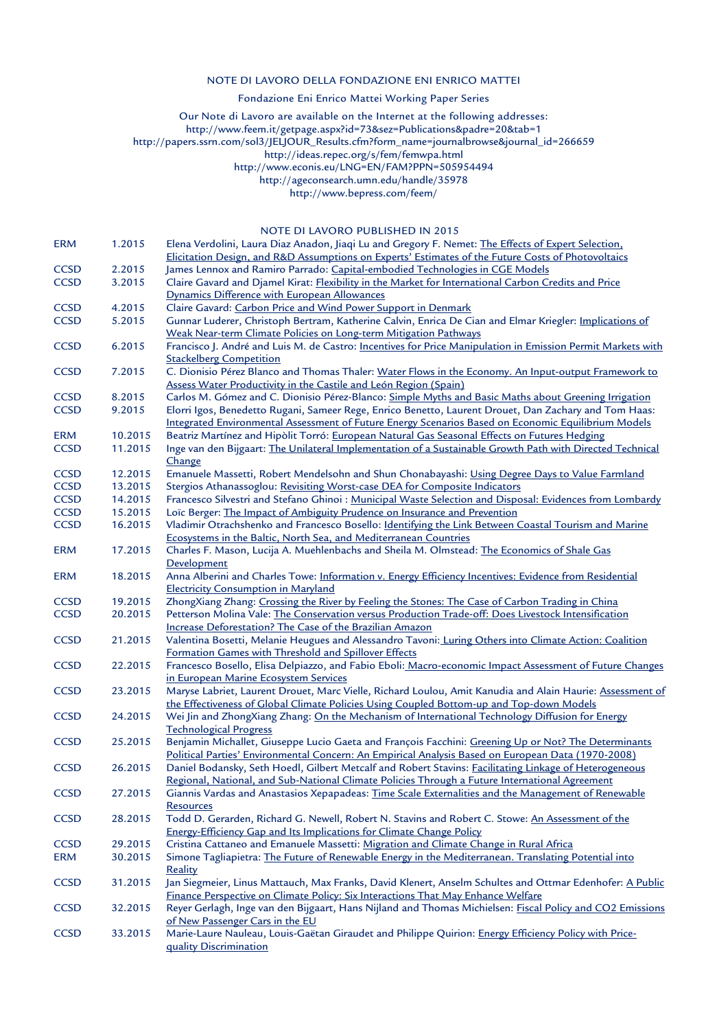NOTE DI LAVORO DELLA FONDAZIONE ENI ENRICO MATTEI

Fondazione Eni Enrico Mattei Working Paper Series

Our Note di Lavoro are available on the Internet at the following addresses:
http://www.feem.it/getpage.aspx?id=73&sez=Publications&padre=20&tab=1
http://papers.ssrn.com/sol3/JELJOUR_Results.cfm?form_name=journalbrowse&journal_id=266659
http://ideas.repec.org/s/fem/femwpa.html
http://www.econis.eu/LNG=EN/FAM?PPN=505954494
http://ageconsearch.umn.edu/handle/35978
http://www.bepress.com/feem/

NOTE DI LAVORO PUBLISHED IN 2015

| | | |
|---|---|---|
| ERM | 1.2015 | Elena Verdolini, Laura Diaz Anadon, Jiaqi Lu and Gregory F. Nemet: The Effects of Expert Selection, Elicitation Design, and R&D Assumptions on Experts' Estimates of the Future Costs of Photovoltaics |
| CCSD | 2.2015 | James Lennox and Ramiro Parrado: Capital-embodied Technologies in CGE Models |
| CCSD | 3.2015 | Claire Gavard and Djamel Kirat: Flexibility in the Market for International Carbon Credits and Price Dynamics Difference with European Allowances |
| CCSD | 4.2015 | Claire Gavard: Carbon Price and Wind Power Support in Denmark |
| CCSD | 5.2015 | Gunnar Luderer, Christoph Bertram, Katherine Calvin, Enrica De Cian and Elmar Kriegler: Implications of Weak Near-term Climate Policies on Long-term Mitigation Pathways |
| CCSD | 6.2015 | Francisco J. André and Luis M. de Castro: Incentives for Price Manipulation in Emission Permit Markets with Stackelberg Competition |
| CCSD | 7.2015 | C. Dionisio Pérez Blanco and Thomas Thaler: Water Flows in the Economy. An Input-output Framework to Assess Water Productivity in the Castile and León Region (Spain) |
| CCSD | 8.2015 | Carlos M. Gómez and C. Dionisio Pérez-Blanco: Simple Myths and Basic Maths about Greening Irrigation |
| CCSD | 9.2015 | Elorri Igos, Benedetto Rugani, Sameer Rege, Enrico Benetto, Laurent Drouet, Dan Zachary and Tom Haas: Integrated Environmental Assessment of Future Energy Scenarios Based on Economic Equilibrium Models |
| ERM | 10.2015 | Beatriz Martínez and Hipòlit Torró: European Natural Gas Seasonal Effects on Futures Hedging |
| CCSD | 11.2015 | Inge van den Bijgaart: The Unilateral Implementation of a Sustainable Growth Path with Directed Technical Change |
| CCSD | 12.2015 | Emanuele Massetti, Robert Mendelsohn and Shun Chonabayashi: Using Degree Days to Value Farmland |
| CCSD | 13.2015 | Stergios Athanassoglou: Revisiting Worst-case DEA for Composite Indicators |
| CCSD | 14.2015 | Francesco Silvestri and Stefano Ghinoi : Municipal Waste Selection and Disposal: Evidences from Lombardy |
| CCSD | 15.2015 | Loïc Berger: The Impact of Ambiguity Prudence on Insurance and Prevention |
| CCSD | 16.2015 | Vladimir Otrachshenko and Francesco Bosello: Identifying the Link Between Coastal Tourism and Marine Ecosystems in the Baltic, North Sea, and Mediterranean Countries |
| ERM | 17.2015 | Charles F. Mason, Lucija A. Muehlenbachs and Sheila M. Olmstead: The Economics of Shale Gas Development |
| ERM | 18.2015 | Anna Alberini and Charles Towe: Information v. Energy Efficiency Incentives: Evidence from Residential Electricity Consumption in Maryland |
| CCSD | 19.2015 | ZhongXiang Zhang: Crossing the River by Feeling the Stones: The Case of Carbon Trading in China |
| CCSD | 20.2015 | Petterson Molina Vale: The Conservation versus Production Trade-off: Does Livestock Intensification Increase Deforestation? The Case of the Brazilian Amazon |
| CCSD | 21.2015 | Valentina Bosetti, Melanie Heugues and Alessandro Tavoni: Luring Others into Climate Action: Coalition Formation Games with Threshold and Spillover Effects |
| CCSD | 22.2015 | Francesco Bosello, Elisa Delpiazzo, and Fabio Eboli: Macro-economic Impact Assessment of Future Changes in European Marine Ecosystem Services |
| CCSD | 23.2015 | Maryse Labriet, Laurent Drouet, Marc Vielle, Richard Loulou, Amit Kanudia and Alain Haurie: Assessment of the Effectiveness of Global Climate Policies Using Coupled Bottom-up and Top-down Models |
| CCSD | 24.2015 | Wei Jin and ZhongXiang Zhang: On the Mechanism of International Technology Diffusion for Energy Technological Progress |
| CCSD | 25.2015 | Benjamin Michallet, Giuseppe Lucio Gaeta and François Facchini: Greening Up or Not? The Determinants Political Parties' Environmental Concern: An Empirical Analysis Based on European Data (1970-2008) |
| CCSD | 26.2015 | Daniel Bodansky, Seth Hoedl, Gilbert Metcalf and Robert Stavins: Facilitating Linkage of Heterogeneous Regional, National, and Sub-National Climate Policies Through a Future International Agreement |
| CCSD | 27.2015 | Giannis Vardas and Anastasios Xepapadeas: Time Scale Externalities and the Management of Renewable Resources |
| CCSD | 28.2015 | Todd D. Gerarden, Richard G. Newell, Robert N. Stavins and Robert C. Stowe: An Assessment of the Energy-Efficiency Gap and Its Implications for Climate Change Policy |
| CCSD | 29.2015 | Cristina Cattaneo and Emanuele Massetti: Migration and Climate Change in Rural Africa |
| ERM | 30.2015 | Simone Tagliapietra: The Future of Renewable Energy in the Mediterranean. Translating Potential into Reality |
| CCSD | 31.2015 | Jan Siegmeier, Linus Mattauch, Max Franks, David Klenert, Anselm Schultes and Ottmar Edenhofer: A Public Finance Perspective on Climate Policy: Six Interactions That May Enhance Welfare |
| CCSD | 32.2015 | Reyer Gerlagh, Inge van den Bijgaart, Hans Nijland and Thomas Michielsen: Fiscal Policy and CO2 Emissions of New Passenger Cars in the EU |
| CCSD | 33.2015 | Marie-Laure Nauleau, Louis-Gaëtan Giraudet and Philippe Quirion: Energy Efficiency Policy with Price-quality Discrimination |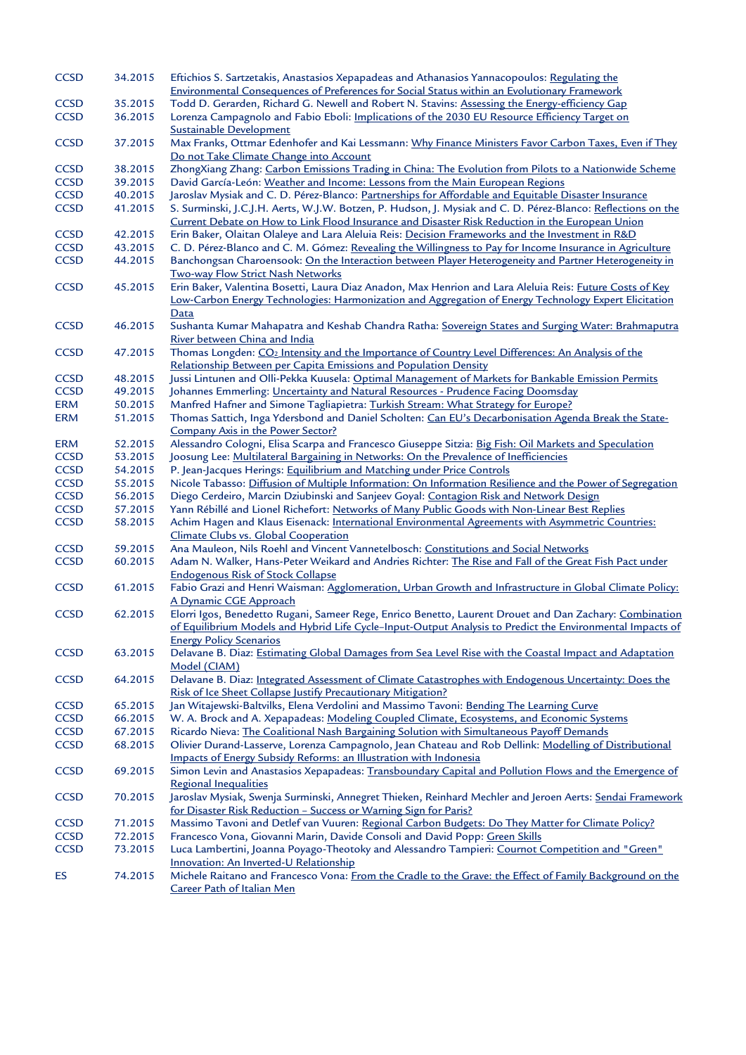| | | |
|---|---|---|
| CCSD | 34.2015 | Eftichios S. Sartzetakis, Anastasios Xepapadeas and Athanasios Yannacopoulos: Regulating the Environmental Consequences of Preferences for Social Status within an Evolutionary Framework |
| CCSD | 35.2015 | Todd D. Gerarden, Richard G. Newell and Robert N. Stavins: Assessing the Energy-efficiency Gap |
| CCSD | 36.2015 | Lorenza Campagnolo and Fabio Eboli: Implications of the 2030 EU Resource Efficiency Target on Sustainable Development |
| CCSD | 37.2015 | Max Franks, Ottmar Edenhofer and Kai Lessmann: Why Finance Ministers Favor Carbon Taxes, Even if They Do not Take Climate Change into Account |
| CCSD | 38.2015 | ZhongXiang Zhang: Carbon Emissions Trading in China: The Evolution from Pilots to a Nationwide Scheme |
| CCSD | 39.2015 | David García-León: Weather and Income: Lessons from the Main European Regions |
| CCSD | 40.2015 | Jaroslav Mysiak and C. D. Pérez-Blanco: Partnerships for Affordable and Equitable Disaster Insurance |
| CCSD | 41.2015 | S. Surminski, J.C.J.H. Aerts, W.J.W. Botzen, P. Hudson, J. Mysiak and C. D. Pérez-Blanco: Reflections on the Current Debate on How to Link Flood Insurance and Disaster Risk Reduction in the European Union |
| CCSD | 42.2015 | Erin Baker, Olaitan Olaleye and Lara Aleluia Reis: Decision Frameworks and the Investment in R&D |
| CCSD | 43.2015 | C. D. Pérez-Blanco and C. M. Gómez: Revealing the Willingness to Pay for Income Insurance in Agriculture |
| CCSD | 44.2015 | Banchongsan Charoensook: On the Interaction between Player Heterogeneity and Partner Heterogeneity in Two-way Flow Strict Nash Networks |
| CCSD | 45.2015 | Erin Baker, Valentina Bosetti, Laura Diaz Anadon, Max Henrion and Lara Aleluia Reis: Future Costs of Key Low-Carbon Energy Technologies: Harmonization and Aggregation of Energy Technology Expert Elicitation Data |
| CCSD | 46.2015 | Sushanta Kumar Mahapatra and Keshab Chandra Ratha: Sovereign States and Surging Water: Brahmaputra River between China and India |
| CCSD | 47.2015 | Thomas Longden: $CO_2$ Intensity and the Importance of Country Level Differences: An Analysis of the Relationship Between per Capita Emissions and Population Density |
| CCSD | 48.2015 | Jussi Lintunen and Olli-Pekka Kuusela: Optimal Management of Markets for Bankable Emission Permits |
| CCSD | 49.2015 | Johannes Emmerling: Uncertainty and Natural Resources - Prudence Facing Doomsday |
| ERM | 50.2015 | Manfred Hafner and Simone Tagliapietra: Turkish Stream: What Strategy for Europe? |
| ERM | 51.2015 | Thomas Sattich, Inga Ydersbond and Daniel Scholten: Can EU's Decarbonisation Agenda Break the State-Company Axis in the Power Sector? |
| ERM | 52.2015 | Alessandro Cologni, Elisa Scarpa and Francesco Giuseppe Sitzia: Big Fish: Oil Markets and Speculation |
| CCSD | 53.2015 | Joosung Lee: Multilateral Bargaining in Networks: On the Prevalence of Inefficiencies |
| CCSD | 54.2015 | P. Jean-Jacques Herings: Equilibrium and Matching under Price Controls |
| CCSD | 55.2015 | Nicole Tabasso: Diffusion of Multiple Information: On Information Resilience and the Power of Segregation |
| CCSD | 56.2015 | Diego Cerdeiro, Marcin Dziubinski and Sanjeev Goyal: Contagion Risk and Network Design |
| CCSD | 57.2015 | Yann Rébillé and Lionel Richefort: Networks of Many Public Goods with Non-Linear Best Replies |
| CCSD | 58.2015 | Achim Hagen and Klaus Eisenack: International Environmental Agreements with Asymmetric Countries: Climate Clubs vs. Global Cooperation |
| CCSD | 59.2015 | Ana Mauleon, Nils Roehl and Vincent Vannetelbosch: Constitutions and Social Networks |
| CCSD | 60.2015 | Adam N. Walker, Hans-Peter Weikard and Andries Richter: The Rise and Fall of the Great Fish Pact under Endogenous Risk of Stock Collapse |
| CCSD | 61.2015 | Fabio Grazi and Henri Waisman: Agglomeration, Urban Growth and Infrastructure in Global Climate Policy: A Dynamic CGE Approach |
| CCSD | 62.2015 | Elorri Igos, Benedetto Rugani, Sameer Rege, Enrico Benetto, Laurent Drouet and Dan Zachary: Combination of Equilibrium Models and Hybrid Life Cycle-Input-Output Analysis to Predict the Environmental Impacts of Energy Policy Scenarios |
| CCSD | 63.2015 | Delavane B. Diaz: Estimating Global Damages from Sea Level Rise with the Coastal Impact and Adaptation Model (CIAM) |
| CCSD | 64.2015 | Delavane B. Diaz: Integrated Assessment of Climate Catastrophes with Endogenous Uncertainty: Does the Risk of Ice Sheet Collapse Justify Precautionary Mitigation? |
| CCSD | 65.2015 | Jan Witajewski-Baltvilks, Elena Verdolini and Massimo Tavoni: Bending The Learning Curve |
| CCSD | 66.2015 | W. A. Brock and A. Xepapadeas: Modeling Coupled Climate, Ecosystems, and Economic Systems |
| CCSD | 67.2015 | Ricardo Nieva: The Coalitional Nash Bargaining Solution with Simultaneous Payoff Demands |
| CCSD | 68.2015 | Olivier Durand-Lasserve, Lorenza Campagnolo, Jean Chateau and Rob Dellink: Modelling of Distributional Impacts of Energy Subsidy Reforms: an Illustration with Indonesia |
| CCSD | 69.2015 | Simon Levin and Anastasios Xepapadeas: Transboundary Capital and Pollution Flows and the Emergence of Regional Inequalities |
| CCSD | 70.2015 | Jaroslav Mysiak, Swenja Surminski, Annegret Thieken, Reinhard Mechler and Jeroen Aerts: Sendai Framework for Disaster Risk Reduction – Success or Warning Sign for Paris? |
| CCSD | 71.2015 | Massimo Tavoni and Detlef van Vuuren: Regional Carbon Budgets: Do They Matter for Climate Policy? |
| CCSD | 72.2015 | Francesco Vona, Giovanni Marin, Davide Consoli and David Popp: Green Skills |
| CCSD | 73.2015 | Luca Lambertini, Joanna Poyago-Theotoky and Alessandro Tampieri: Cournot Competition and "Green" Innovation: An Inverted-U Relationship |
| ES | 74.2015 | Michele Raitano and Francesco Vona: From the Cradle to the Grave: the Effect of Family Background on the Career Path of Italian Men |